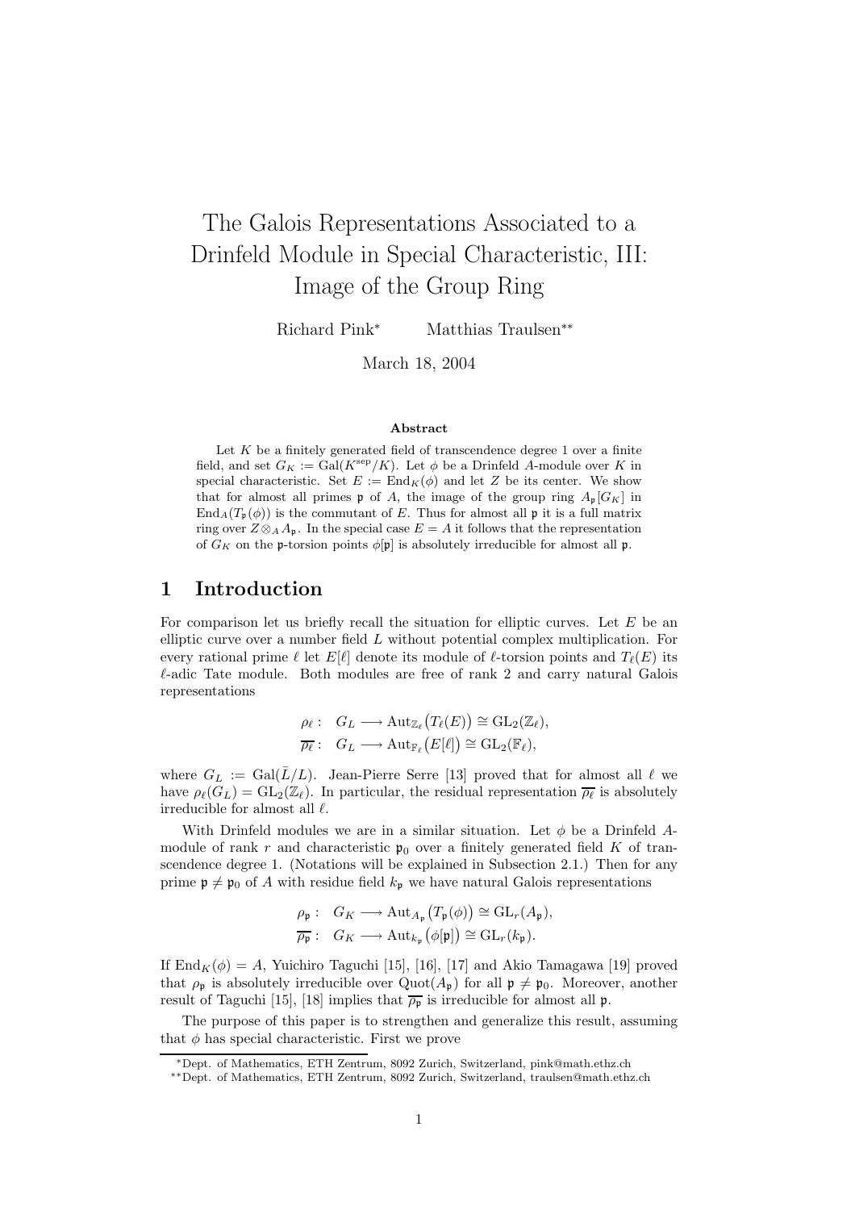# The Galois Representations Associated to a Drinfeld Module in Special Characteristic, III: Image of the Group Ring

Richard Pink* Matthias Traulsen**

March 18, 2004

### Abstract

Let $K$ be a finitely generated field of transcendence degree 1 over a finite field, and set $G_K := \mathrm{Gal}(K^{\mathrm{sep}}/K)$. Let $\phi$ be a Drinfeld $A$-module over $K$ in special characteristic. Set $E := \mathrm{End}_K(\phi)$ and let $Z$ be its center. We show that for almost all primes $\mathfrak{p}$ of $A$, the image of the group ring $A_\mathfrak{p}[G_K]$ in $\mathrm{End}_A(T_\mathfrak{p}(\phi))$ is the commutant of $E$. Thus for almost all $\mathfrak{p}$ it is a full matrix ring over $Z \otimes_A A_\mathfrak{p}$. In the special case $E = A$ it follows that the representation of $G_K$ on the $\mathfrak{p}$-torsion points $\phi[\mathfrak{p}]$ is absolutely irreducible for almost all $\mathfrak{p}$.

## 1 Introduction

For comparison let us briefly recall the situation for elliptic curves. Let $E$ be an elliptic curve over a number field $L$ without potential complex multiplication. For every rational prime $\ell$ let $E[\ell]$ denote its module of $\ell$-torsion points and $T_\ell(E)$ its $\ell$-adic Tate module. Both modules are free of rank 2 and carry natural Galois representations

$$\rho_\ell : \quad G_L \longrightarrow \mathrm{Aut}_{\mathbb{Z}_\ell}\big(T_\ell(E)\big) \cong \mathrm{GL}_2(\mathbb{Z}_\ell),$$
$$\overline{\rho_\ell} : \quad G_L \longrightarrow \mathrm{Aut}_{\mathbb{F}_\ell}\big(E[\ell]\big) \cong \mathrm{GL}_2(\mathbb{F}_\ell),$$

where $G_L := \mathrm{Gal}(\bar{L}/L)$. Jean-Pierre Serre [13] proved that for almost all $\ell$ we have $\rho_\ell(G_L) = \mathrm{GL}_2(\mathbb{Z}_\ell)$. In particular, the residual representation $\overline{\rho_\ell}$ is absolutely irreducible for almost all $\ell$.

With Drinfeld modules we are in a similar situation. Let $\phi$ be a Drinfeld $A$-module of rank $r$ and characteristic $\mathfrak{p}_0$ over a finitely generated field $K$ of transcendence degree 1. (Notations will be explained in Subsection 2.1.) Then for any prime $\mathfrak{p} \neq \mathfrak{p}_0$ of $A$ with residue field $k_\mathfrak{p}$ we have natural Galois representations

$$\rho_\mathfrak{p} : \quad G_K \longrightarrow \mathrm{Aut}_{A_\mathfrak{p}}\big(T_\mathfrak{p}(\phi)\big) \cong \mathrm{GL}_r(A_\mathfrak{p}),$$
$$\overline{\rho_\mathfrak{p}} : \quad G_K \longrightarrow \mathrm{Aut}_{k_\mathfrak{p}}\big(\phi[\mathfrak{p}]\big) \cong \mathrm{GL}_r(k_\mathfrak{p}).$$

If $\mathrm{End}_K(\phi) = A$, Yuichiro Taguchi [15], [16], [17] and Akio Tamagawa [19] proved that $\rho_\mathfrak{p}$ is absolutely irreducible over $\mathrm{Quot}(A_\mathfrak{p})$ for all $\mathfrak{p} \neq \mathfrak{p}_0$. Moreover, another result of Taguchi [15], [18] implies that $\overline{\rho_\mathfrak{p}}$ is irreducible for almost all $\mathfrak{p}$.

The purpose of this paper is to strengthen and generalize this result, assuming that $\phi$ has special characteristic. First we prove

*Dept. of Mathematics, ETH Zentrum, 8092 Zurich, Switzerland, pink@math.ethz.ch

**Dept. of Mathematics, ETH Zentrum, 8092 Zurich, Switzerland, traulsen@math.ethz.ch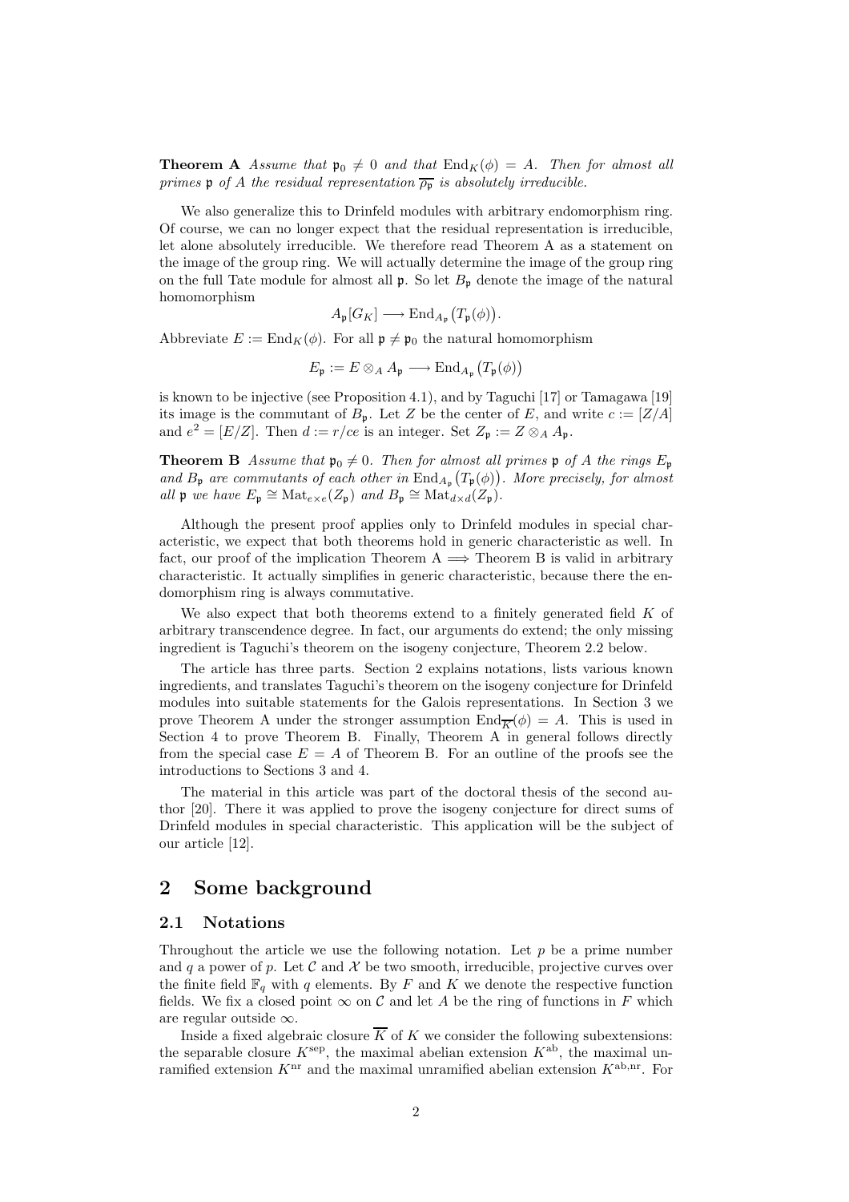**Theorem A** *Assume that $\mathfrak{p}_0 \neq 0$ and that $\mathrm{End}_K(\phi) = A$. Then for almost all primes $\mathfrak{p}$ of $A$ the residual representation $\overline{\rho_\mathfrak{p}}$ is absolutely irreducible.*

We also generalize this to Drinfeld modules with arbitrary endomorphism ring. Of course, we can no longer expect that the residual representation is irreducible, let alone absolutely irreducible. We therefore read Theorem A as a statement on the image of the group ring. We will actually determine the image of the group ring on the full Tate module for almost all $\mathfrak{p}$. So let $B_\mathfrak{p}$ denote the image of the natural homomorphism

$$A_\mathfrak{p}[G_K] \longrightarrow \mathrm{End}_{A_\mathfrak{p}}\big(T_\mathfrak{p}(\phi)\big).$$

Abbreviate $E := \mathrm{End}_K(\phi)$. For all $\mathfrak{p} \neq \mathfrak{p}_0$ the natural homomorphism

$$E_\mathfrak{p} := E \otimes_A A_\mathfrak{p} \longrightarrow \mathrm{End}_{A_\mathfrak{p}}\big(T_\mathfrak{p}(\phi)\big)$$

is known to be injective (see Proposition 4.1), and by Taguchi [17] or Tamagawa [19] its image is the commutant of $B_\mathfrak{p}$. Let $Z$ be the center of $E$, and write $c := [Z/A]$ and $e^2 = [E/Z]$. Then $d := r/ce$ is an integer. Set $Z_\mathfrak{p} := Z \otimes_A A_\mathfrak{p}$.

**Theorem B** *Assume that $\mathfrak{p}_0 \neq 0$. Then for almost all primes $\mathfrak{p}$ of $A$ the rings $E_\mathfrak{p}$ and $B_\mathfrak{p}$ are commutants of each other in $\mathrm{End}_{A_\mathfrak{p}}\big(T_\mathfrak{p}(\phi)\big)$. More precisely, for almost all $\mathfrak{p}$ we have $E_\mathfrak{p} \cong \mathrm{Mat}_{e\times e}(Z_\mathfrak{p})$ and $B_\mathfrak{p} \cong \mathrm{Mat}_{d\times d}(Z_\mathfrak{p})$.*

Although the present proof applies only to Drinfeld modules in special characteristic, we expect that both theorems hold in generic characteristic as well. In fact, our proof of the implication Theorem A $\Longrightarrow$ Theorem B is valid in arbitrary characteristic. It actually simplifies in generic characteristic, because there the endomorphism ring is always commutative.

We also expect that both theorems extend to a finitely generated field $K$ of arbitrary transcendence degree. In fact, our arguments do extend; the only missing ingredient is Taguchi's theorem on the isogeny conjecture, Theorem 2.2 below.

The article has three parts. Section 2 explains notations, lists various known ingredients, and translates Taguchi's theorem on the isogeny conjecture for Drinfeld modules into suitable statements for the Galois representations. In Section 3 we prove Theorem A under the stronger assumption $\mathrm{End}_{\overline{K}}(\phi) = A$. This is used in Section 4 to prove Theorem B. Finally, Theorem A in general follows directly from the special case $E = A$ of Theorem B. For an outline of the proofs see the introductions to Sections 3 and 4.

The material in this article was part of the doctoral thesis of the second author [20]. There it was applied to prove the isogeny conjecture for direct sums of Drinfeld modules in special characteristic. This application will be the subject of our article [12].

## 2 Some background

### 2.1 Notations

Throughout the article we use the following notation. Let $p$ be a prime number and $q$ a power of $p$. Let $\mathcal{C}$ and $\mathcal{X}$ be two smooth, irreducible, projective curves over the finite field $\mathbb{F}_q$ with $q$ elements. By $F$ and $K$ we denote the respective function fields. We fix a closed point $\infty$ on $\mathcal{C}$ and let $A$ be the ring of functions in $F$ which are regular outside $\infty$.

Inside a fixed algebraic closure $\overline{K}$ of $K$ we consider the following subextensions: the separable closure $K^{\mathrm{sep}}$, the maximal abelian extension $K^{\mathrm{ab}}$, the maximal unramified extension $K^{\mathrm{nr}}$ and the maximal unramified abelian extension $K^{\mathrm{ab,nr}}$. For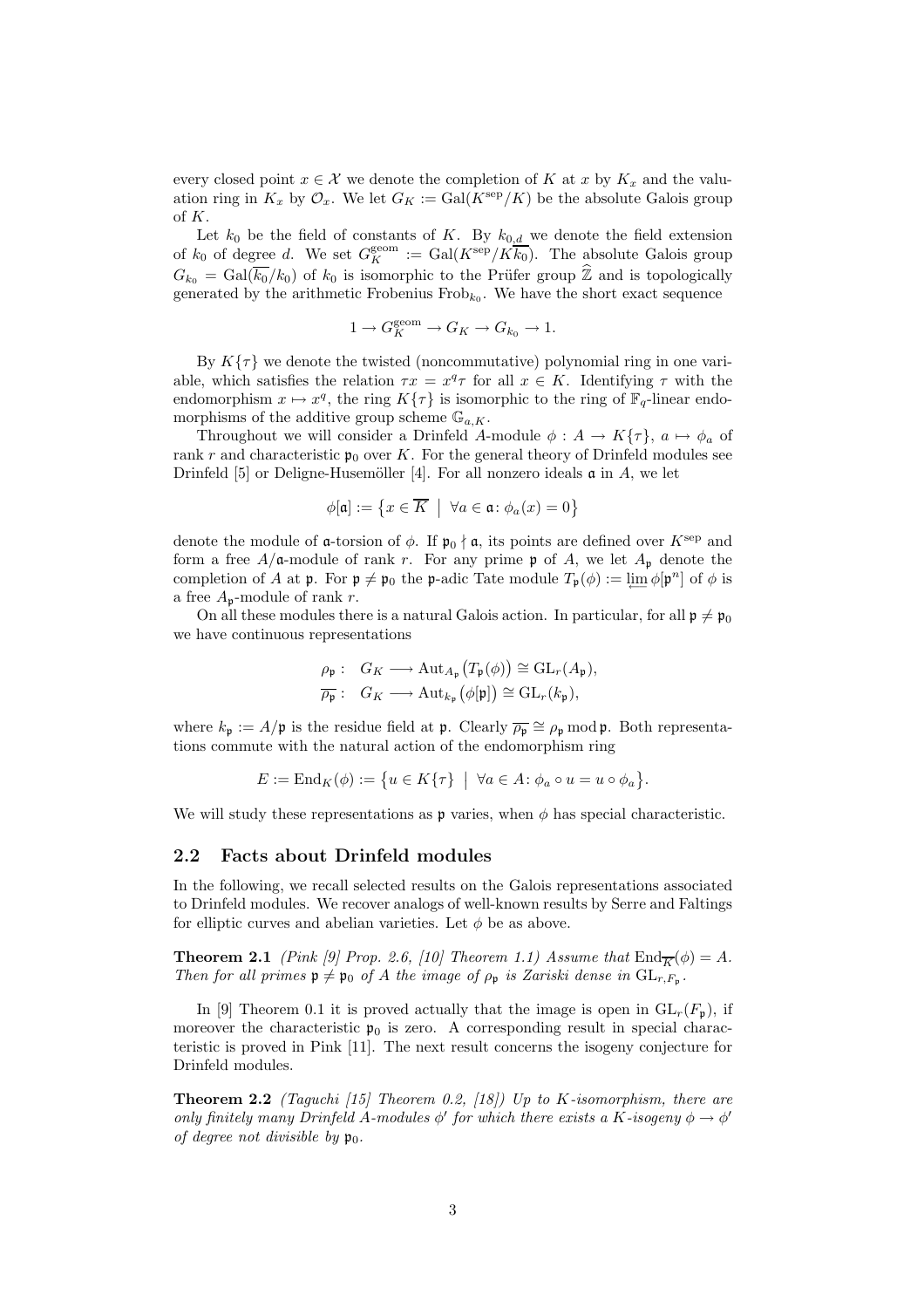every closed point $x \in \mathcal{X}$ we denote the completion of $K$ at $x$ by $K_x$ and the valuation ring in $K_x$ by $\mathcal{O}_x$. We let $G_K := \mathrm{Gal}(K^{\mathrm{sep}}/K)$ be the absolute Galois group of $K$.

Let $k_0$ be the field of constants of $K$. By $k_{0,d}$ we denote the field extension of $k_0$ of degree $d$. We set $G_K^{\mathrm{geom}} := \mathrm{Gal}(K^{\mathrm{sep}}/K\overline{k_0})$. The absolute Galois group $G_{k_0} = \mathrm{Gal}(\overline{k_0}/k_0)$ of $k_0$ is isomorphic to the Prüfer group $\widehat{\mathbb{Z}}$ and is topologically generated by the arithmetic Frobenius $\mathrm{Frob}_{k_0}$. We have the short exact sequence

$$1 \to G_K^{\mathrm{geom}} \to G_K \to G_{k_0} \to 1.$$

By $K\{\tau\}$ we denote the twisted (noncommutative) polynomial ring in one variable, which satisfies the relation $\tau x = x^q \tau$ for all $x \in K$. Identifying $\tau$ with the endomorphism $x \mapsto x^q$, the ring $K\{\tau\}$ is isomorphic to the ring of $\mathbb{F}_q$-linear endomorphisms of the additive group scheme $\mathbb{G}_{a,K}$.

Throughout we will consider a Drinfeld $A$-module $\phi : A \to K\{\tau\}$, $a \mapsto \phi_a$ of rank $r$ and characteristic $\mathfrak{p}_0$ over $K$. For the general theory of Drinfeld modules see Drinfeld [5] or Deligne-Husemöller [4]. For all nonzero ideals $\mathfrak{a}$ in $A$, we let

$$\phi[\mathfrak{a}] := \big\{ x \in \overline{K} \;\big|\; \forall a \in \mathfrak{a} \colon \phi_a(x) = 0 \big\}$$

denote the module of $\mathfrak{a}$-torsion of $\phi$. If $\mathfrak{p}_0 \nmid \mathfrak{a}$, its points are defined over $K^{\mathrm{sep}}$ and form a free $A/\mathfrak{a}$-module of rank $r$. For any prime $\mathfrak{p}$ of $A$, we let $A_\mathfrak{p}$ denote the completion of $A$ at $\mathfrak{p}$. For $\mathfrak{p} \neq \mathfrak{p}_0$ the $\mathfrak{p}$-adic Tate module $T_\mathfrak{p}(\phi) := \varprojlim \phi[\mathfrak{p}^n]$ of $\phi$ is a free $A_\mathfrak{p}$-module of rank $r$.

On all these modules there is a natural Galois action. In particular, for all $\mathfrak{p} \neq \mathfrak{p}_0$ we have continuous representations

$$\begin{aligned} \rho_\mathfrak{p} :\quad & G_K \longrightarrow \mathrm{Aut}_{A_\mathfrak{p}}\big(T_\mathfrak{p}(\phi)\big) \cong \mathrm{GL}_r(A_\mathfrak{p}), \\ \overline{\rho_\mathfrak{p}} :\quad & G_K \longrightarrow \mathrm{Aut}_{k_\mathfrak{p}}\big(\phi[\mathfrak{p}]\big) \cong \mathrm{GL}_r(k_\mathfrak{p}), \end{aligned}$$

where $k_\mathfrak{p} := A/\mathfrak{p}$ is the residue field at $\mathfrak{p}$. Clearly $\overline{\rho_\mathfrak{p}} \cong \rho_\mathfrak{p} \bmod \mathfrak{p}$. Both representations commute with the natural action of the endomorphism ring

$$E := \mathrm{End}_K(\phi) := \big\{ u \in K\{\tau\} \;\big|\; \forall a \in A \colon \phi_a \circ u = u \circ \phi_a \big\}.$$

We will study these representations as $\mathfrak{p}$ varies, when $\phi$ has special characteristic.

## 2.2 Facts about Drinfeld modules

In the following, we recall selected results on the Galois representations associated to Drinfeld modules. We recover analogs of well-known results by Serre and Faltings for elliptic curves and abelian varieties. Let $\phi$ be as above.

**Theorem 2.1** *(Pink [9] Prop. 2.6, [10] Theorem 1.1) Assume that* $\mathrm{End}_{\overline{K}}(\phi) = A$*. Then for all primes* $\mathfrak{p} \neq \mathfrak{p}_0$ *of* $A$ *the image of* $\rho_\mathfrak{p}$ *is Zariski dense in* $\mathrm{GL}_{r,F_\mathfrak{p}}$*.*

In [9] Theorem 0.1 it is proved actually that the image is open in $\mathrm{GL}_r(F_\mathfrak{p})$, if moreover the characteristic $\mathfrak{p}_0$ is zero. A corresponding result in special characteristic is proved in Pink [11]. The next result concerns the isogeny conjecture for Drinfeld modules.

**Theorem 2.2** *(Taguchi [15] Theorem 0.2, [18]) Up to* $K$*-isomorphism, there are only finitely many Drinfeld* $A$*-modules* $\phi'$ *for which there exists a* $K$*-isogeny* $\phi \to \phi'$ *of degree not divisible by* $\mathfrak{p}_0$*.*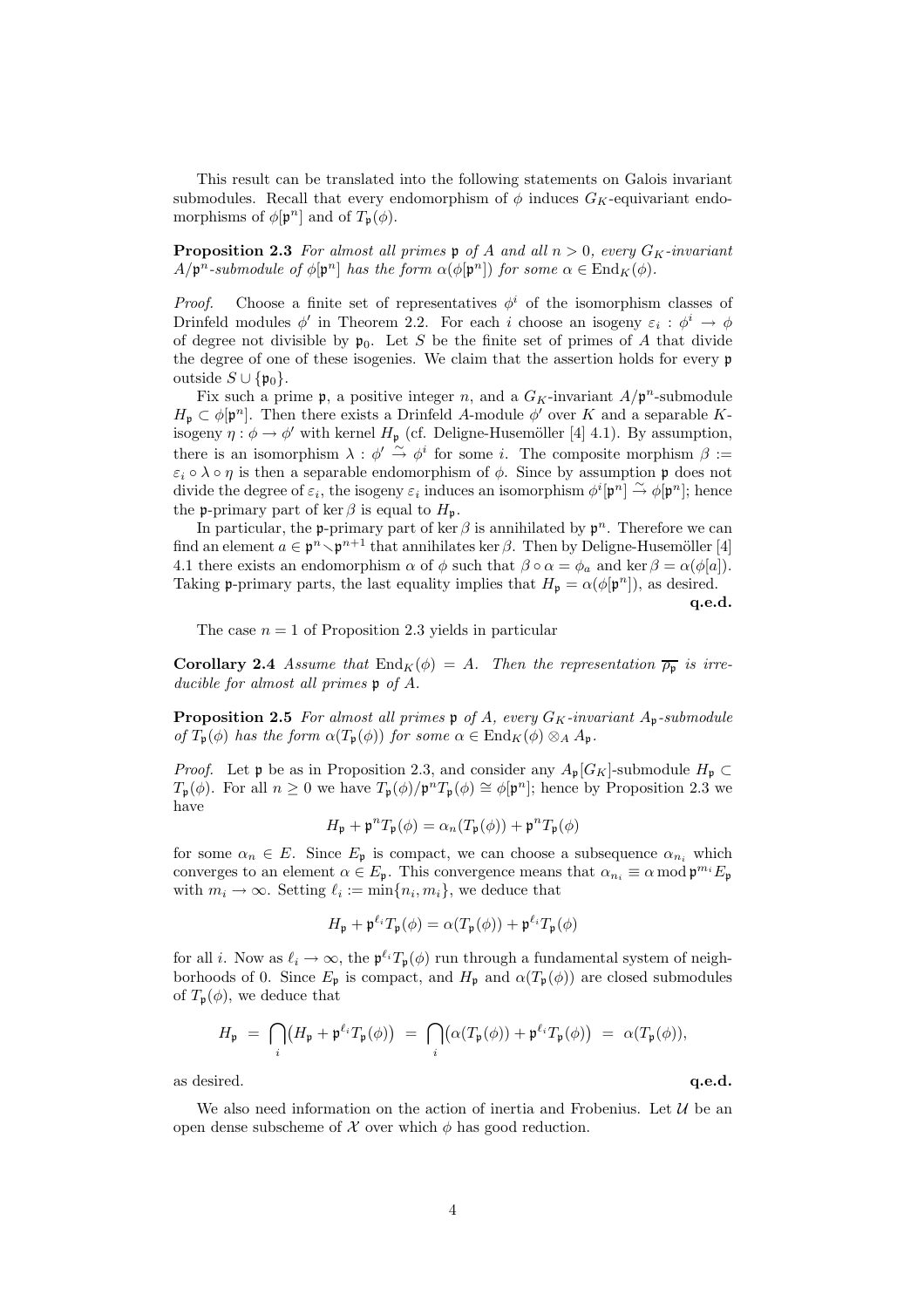This result can be translated into the following statements on Galois invariant submodules. Recall that every endomorphism of $\phi$ induces $G_K$-equivariant endomorphisms of $\phi[\mathfrak{p}^n]$ and of $T_\mathfrak{p}(\phi)$.

**Proposition 2.3** *For almost all primes $\mathfrak{p}$ of $A$ and all $n > 0$, every $G_K$-invariant $A/\mathfrak{p}^n$-submodule of $\phi[\mathfrak{p}^n]$ has the form $\alpha(\phi[\mathfrak{p}^n])$ for some $\alpha \in \mathrm{End}_K(\phi)$.*

*Proof.* Choose a finite set of representatives $\phi^i$ of the isomorphism classes of Drinfeld modules $\phi'$ in Theorem 2.2. For each $i$ choose an isogeny $\varepsilon_i : \phi^i \to \phi$ of degree not divisible by $\mathfrak{p}_0$. Let $S$ be the finite set of primes of $A$ that divide the degree of one of these isogenies. We claim that the assertion holds for every $\mathfrak{p}$ outside $S \cup \{\mathfrak{p}_0\}$.

Fix such a prime $\mathfrak{p}$, a positive integer $n$, and a $G_K$-invariant $A/\mathfrak{p}^n$-submodule $H_\mathfrak{p} \subset \phi[\mathfrak{p}^n]$. Then there exists a Drinfeld $A$-module $\phi'$ over $K$ and a separable $K$-isogeny $\eta : \phi \to \phi'$ with kernel $H_\mathfrak{p}$ (cf. Deligne-Husemöller [4] 4.1). By assumption, there is an isomorphism $\lambda : \phi' \overset{\sim}{\to} \phi^i$ for some $i$. The composite morphism $\beta := \varepsilon_i \circ \lambda \circ \eta$ is then a separable endomorphism of $\phi$. Since by assumption $\mathfrak{p}$ does not divide the degree of $\varepsilon_i$, the isogeny $\varepsilon_i$ induces an isomorphism $\phi^i[\mathfrak{p}^n] \overset{\sim}{\to} \phi[\mathfrak{p}^n]$; hence the $\mathfrak{p}$-primary part of $\ker \beta$ is equal to $H_\mathfrak{p}$.

In particular, the $\mathfrak{p}$-primary part of $\ker \beta$ is annihilated by $\mathfrak{p}^n$. Therefore we can find an element $a \in \mathfrak{p}^n \smallsetminus \mathfrak{p}^{n+1}$ that annihilates $\ker \beta$. Then by Deligne-Husemöller [4] 4.1 there exists an endomorphism $\alpha$ of $\phi$ such that $\beta \circ \alpha = \phi_a$ and $\ker \beta = \alpha(\phi[a])$. Taking $\mathfrak{p}$-primary parts, the last equality implies that $H_\mathfrak{p} = \alpha(\phi[\mathfrak{p}^n])$, as desired.

**q.e.d.**

The case $n = 1$ of Proposition 2.3 yields in particular

**Corollary 2.4** *Assume that $\mathrm{End}_K(\phi) = A$. Then the representation $\overline{\rho_\mathfrak{p}}$ is irreducible for almost all primes $\mathfrak{p}$ of $A$.*

**Proposition 2.5** *For almost all primes $\mathfrak{p}$ of $A$, every $G_K$-invariant $A_\mathfrak{p}$-submodule of $T_\mathfrak{p}(\phi)$ has the form $\alpha(T_\mathfrak{p}(\phi))$ for some $\alpha \in \mathrm{End}_K(\phi) \otimes_A A_\mathfrak{p}$.*

*Proof.* Let $\mathfrak{p}$ be as in Proposition 2.3, and consider any $A_\mathfrak{p}[G_K]$-submodule $H_\mathfrak{p} \subset T_\mathfrak{p}(\phi)$. For all $n \geq 0$ we have $T_\mathfrak{p}(\phi)/\mathfrak{p}^n T_\mathfrak{p}(\phi) \cong \phi[\mathfrak{p}^n]$; hence by Proposition 2.3 we have

$$H_\mathfrak{p} + \mathfrak{p}^n T_\mathfrak{p}(\phi) = \alpha_n(T_\mathfrak{p}(\phi)) + \mathfrak{p}^n T_\mathfrak{p}(\phi)$$

for some $\alpha_n \in E$. Since $E_\mathfrak{p}$ is compact, we can choose a subsequence $\alpha_{n_i}$ which converges to an element $\alpha \in E_\mathfrak{p}$. This convergence means that $\alpha_{n_i} \equiv \alpha \bmod \mathfrak{p}^{m_i} E_\mathfrak{p}$ with $m_i \to \infty$. Setting $\ell_i := \min\{n_i, m_i\}$, we deduce that

$$H_\mathfrak{p} + \mathfrak{p}^{\ell_i} T_\mathfrak{p}(\phi) = \alpha(T_\mathfrak{p}(\phi)) + \mathfrak{p}^{\ell_i} T_\mathfrak{p}(\phi)$$

for all $i$. Now as $\ell_i \to \infty$, the $\mathfrak{p}^{\ell_i} T_\mathfrak{p}(\phi)$ run through a fundamental system of neighborhoods of 0. Since $E_\mathfrak{p}$ is compact, and $H_\mathfrak{p}$ and $\alpha(T_\mathfrak{p}(\phi))$ are closed submodules of $T_\mathfrak{p}(\phi)$, we deduce that

$$H_\mathfrak{p} \;=\; \bigcap_i \big(H_\mathfrak{p} + \mathfrak{p}^{\ell_i} T_\mathfrak{p}(\phi)\big) \;=\; \bigcap_i \big(\alpha(T_\mathfrak{p}(\phi)) + \mathfrak{p}^{\ell_i} T_\mathfrak{p}(\phi)\big) \;=\; \alpha(T_\mathfrak{p}(\phi)),$$

as desired. **q.e.d.**

We also need information on the action of inertia and Frobenius. Let $\mathcal{U}$ be an open dense subscheme of $\mathcal{X}$ over which $\phi$ has good reduction.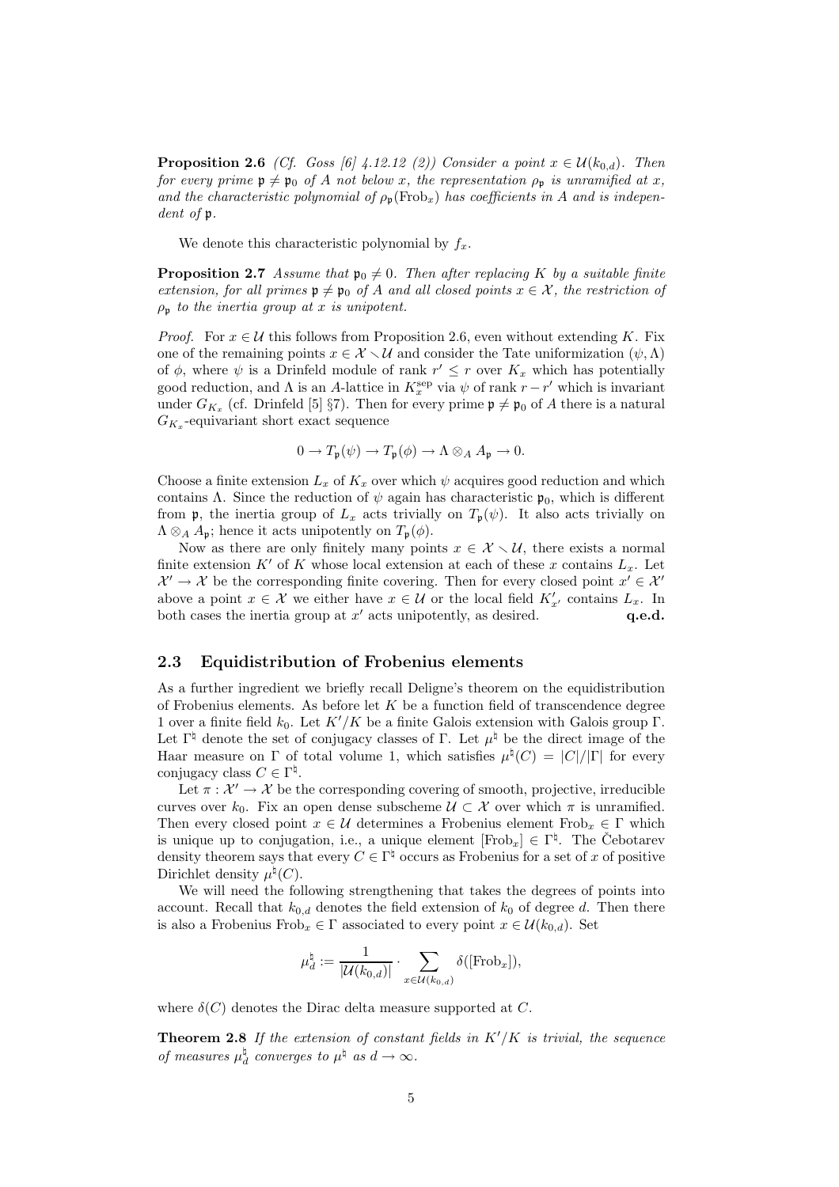**Proposition 2.6** *(Cf. Goss [6] 4.12.12 (2)) Consider a point $x \in \mathcal{U}(k_{0,d})$. Then for every prime $\mathfrak{p} \neq \mathfrak{p}_0$ of $A$ not below $x$, the representation $\rho_\mathfrak{p}$ is unramified at $x$, and the characteristic polynomial of $\rho_\mathfrak{p}(\mathrm{Frob}_x)$ has coefficients in $A$ and is independent of $\mathfrak{p}$.*

We denote this characteristic polynomial by $f_x$.

**Proposition 2.7** *Assume that $\mathfrak{p}_0 \neq 0$. Then after replacing $K$ by a suitable finite extension, for all primes $\mathfrak{p} \neq \mathfrak{p}_0$ of $A$ and all closed points $x \in \mathcal{X}$, the restriction of $\rho_\mathfrak{p}$ to the inertia group at $x$ is unipotent.*

*Proof.* For $x \in \mathcal{U}$ this follows from Proposition 2.6, even without extending $K$. Fix one of the remaining points $x \in \mathcal{X} \smallsetminus \mathcal{U}$ and consider the Tate uniformization $(\psi, \Lambda)$ of $\phi$, where $\psi$ is a Drinfeld module of rank $r' \leq r$ over $K_x$ which has potentially good reduction, and $\Lambda$ is an $A$-lattice in $K_x^{\mathrm{sep}}$ via $\psi$ of rank $r - r'$ which is invariant under $G_{K_x}$ (cf. Drinfeld [5] §7). Then for every prime $\mathfrak{p} \neq \mathfrak{p}_0$ of $A$ there is a natural $G_{K_x}$-equivariant short exact sequence

$$0 \to T_\mathfrak{p}(\psi) \to T_\mathfrak{p}(\phi) \to \Lambda \otimes_A A_\mathfrak{p} \to 0.$$

Choose a finite extension $L_x$ of $K_x$ over which $\psi$ acquires good reduction and which contains $\Lambda$. Since the reduction of $\psi$ again has characteristic $\mathfrak{p}_0$, which is different from $\mathfrak{p}$, the inertia group of $L_x$ acts trivially on $T_\mathfrak{p}(\psi)$. It also acts trivially on $\Lambda \otimes_A A_\mathfrak{p}$; hence it acts unipotently on $T_\mathfrak{p}(\phi)$.

Now as there are only finitely many points $x \in \mathcal{X} \smallsetminus \mathcal{U}$, there exists a normal finite extension $K'$ of $K$ whose local extension at each of these $x$ contains $L_x$. Let $\mathcal{X}' \to \mathcal{X}$ be the corresponding finite covering. Then for every closed point $x' \in \mathcal{X}'$ above a point $x \in \mathcal{X}$ we either have $x \in \mathcal{U}$ or the local field $K'_{x'}$ contains $L_x$. In both cases the inertia group at $x'$ acts unipotently, as desired. **q.e.d.**

## 2.3 Equidistribution of Frobenius elements

As a further ingredient we briefly recall Deligne's theorem on the equidistribution of Frobenius elements. As before let $K$ be a function field of transcendence degree 1 over a finite field $k_0$. Let $K'/K$ be a finite Galois extension with Galois group $\Gamma$. Let $\Gamma^\natural$ denote the set of conjugacy classes of $\Gamma$. Let $\mu^\natural$ be the direct image of the Haar measure on $\Gamma$ of total volume 1, which satisfies $\mu^\natural(C) = |C|/|\Gamma|$ for every conjugacy class $C \in \Gamma^\natural$.

Let $\pi : \mathcal{X}' \to \mathcal{X}$ be the corresponding covering of smooth, projective, irreducible curves over $k_0$. Fix an open dense subscheme $\mathcal{U} \subset \mathcal{X}$ over which $\pi$ is unramified. Then every closed point $x \in \mathcal{U}$ determines a Frobenius element $\mathrm{Frob}_x \in \Gamma$ which is unique up to conjugation, i.e., a unique element $[\mathrm{Frob}_x] \in \Gamma^\natural$. The Čebotarev density theorem says that every $C \in \Gamma^\natural$ occurs as Frobenius for a set of $x$ of positive Dirichlet density $\mu^\natural(C)$.

We will need the following strengthening that takes the degrees of points into account. Recall that $k_{0,d}$ denotes the field extension of $k_0$ of degree $d$. Then there is also a Frobenius $\mathrm{Frob}_x \in \Gamma$ associated to every point $x \in \mathcal{U}(k_{0,d})$. Set

$$\mu_d^\natural := \frac{1}{|\mathcal{U}(k_{0,d})|} \cdot \sum_{x \in \mathcal{U}(k_{0,d})} \delta([\mathrm{Frob}_x]),$$

where $\delta(C)$ denotes the Dirac delta measure supported at $C$.

**Theorem 2.8** *If the extension of constant fields in $K'/K$ is trivial, the sequence of measures $\mu_d^\natural$ converges to $\mu^\natural$ as $d \to \infty$.*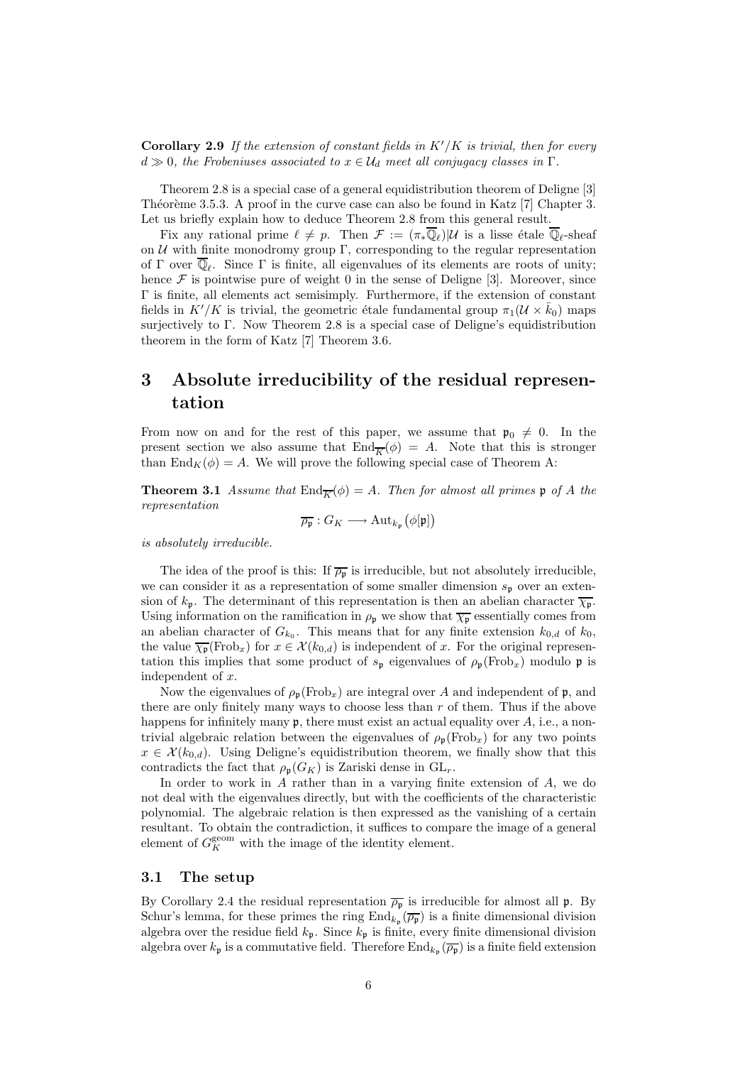**Corollary 2.9** *If the extension of constant fields in $K'/K$ is trivial, then for every $d \gg 0$, the Frobeniuses associated to $x \in \mathcal{U}_d$ meet all conjugacy classes in $\Gamma$.*

Theorem 2.8 is a special case of a general equidistribution theorem of Deligne [3] Théorème 3.5.3. A proof in the curve case can also be found in Katz [7] Chapter 3. Let us briefly explain how to deduce Theorem 2.8 from this general result.

Fix any rational prime $\ell \neq p$. Then $\mathcal{F} := (\pi_* \overline{\mathbb{Q}}_\ell)|\mathcal{U}$ is a lisse étale $\overline{\mathbb{Q}}_\ell$-sheaf on $\mathcal{U}$ with finite monodromy group $\Gamma$, corresponding to the regular representation of $\Gamma$ over $\overline{\mathbb{Q}}_\ell$. Since $\Gamma$ is finite, all eigenvalues of its elements are roots of unity; hence $\mathcal{F}$ is pointwise pure of weight 0 in the sense of Deligne [3]. Moreover, since $\Gamma$ is finite, all elements act semisimply. Furthermore, if the extension of constant fields in $K'/K$ is trivial, the geometric étale fundamental group $\pi_1(\mathcal{U} \times \bar{k}_0)$ maps surjectively to $\Gamma$. Now Theorem 2.8 is a special case of Deligne's equidistribution theorem in the form of Katz [7] Theorem 3.6.

# 3 Absolute irreducibility of the residual representation

From now on and for the rest of this paper, we assume that $\mathfrak{p}_0 \neq 0$. In the present section we also assume that $\mathrm{End}_{\overline{K}}(\phi) = A$. Note that this is stronger than $\mathrm{End}_K(\phi) = A$. We will prove the following special case of Theorem A:

**Theorem 3.1** *Assume that $\mathrm{End}_{\overline{K}}(\phi) = A$. Then for almost all primes $\mathfrak{p}$ of $A$ the representation*

$$\overline{\rho_{\mathfrak{p}}} : G_K \longrightarrow \mathrm{Aut}_{k_{\mathfrak{p}}}\big(\phi[\mathfrak{p}]\big)$$

*is absolutely irreducible.*

The idea of the proof is this: If $\overline{\rho_{\mathfrak{p}}}$ is irreducible, but not absolutely irreducible, we can consider it as a representation of some smaller dimension $s_{\mathfrak{p}}$ over an extension of $k_{\mathfrak{p}}$. The determinant of this representation is then an abelian character $\overline{\chi_{\mathfrak{p}}}$. Using information on the ramification in $\rho_{\mathfrak{p}}$ we show that $\overline{\chi_{\mathfrak{p}}}$ essentially comes from an abelian character of $G_{k_0}$. This means that for any finite extension $k_{0,d}$ of $k_0$, the value $\overline{\chi_{\mathfrak{p}}}(\mathrm{Frob}_x)$ for $x \in \mathcal{X}(k_{0,d})$ is independent of $x$. For the original representation this implies that some product of $s_{\mathfrak{p}}$ eigenvalues of $\rho_{\mathfrak{p}}(\mathrm{Frob}_x)$ modulo $\mathfrak{p}$ is independent of $x$.

Now the eigenvalues of $\rho_{\mathfrak{p}}(\mathrm{Frob}_x)$ are integral over $A$ and independent of $\mathfrak{p}$, and there are only finitely many ways to choose less than $r$ of them. Thus if the above happens for infinitely many $\mathfrak{p}$, there must exist an actual equality over $A$, i.e., a nontrivial algebraic relation between the eigenvalues of $\rho_{\mathfrak{p}}(\mathrm{Frob}_x)$ for any two points $x \in \mathcal{X}(k_{0,d})$. Using Deligne's equidistribution theorem, we finally show that this contradicts the fact that $\rho_{\mathfrak{p}}(G_K)$ is Zariski dense in $\mathrm{GL}_r$.

In order to work in $A$ rather than in a varying finite extension of $A$, we do not deal with the eigenvalues directly, but with the coefficients of the characteristic polynomial. The algebraic relation is then expressed as the vanishing of a certain resultant. To obtain the contradiction, it suffices to compare the image of a general element of $G_K^{\mathrm{geom}}$ with the image of the identity element.

## 3.1 The setup

By Corollary 2.4 the residual representation $\overline{\rho_{\mathfrak{p}}}$ is irreducible for almost all $\mathfrak{p}$. By Schur's lemma, for these primes the ring $\mathrm{End}_{k_{\mathfrak{p}}}(\overline{\rho_{\mathfrak{p}}})$ is a finite dimensional division algebra over the residue field $k_{\mathfrak{p}}$. Since $k_{\mathfrak{p}}$ is finite, every finite dimensional division algebra over $k_{\mathfrak{p}}$ is a commutative field. Therefore $\mathrm{End}_{k_{\mathfrak{p}}}(\overline{\rho_{\mathfrak{p}}})$ is a finite field extension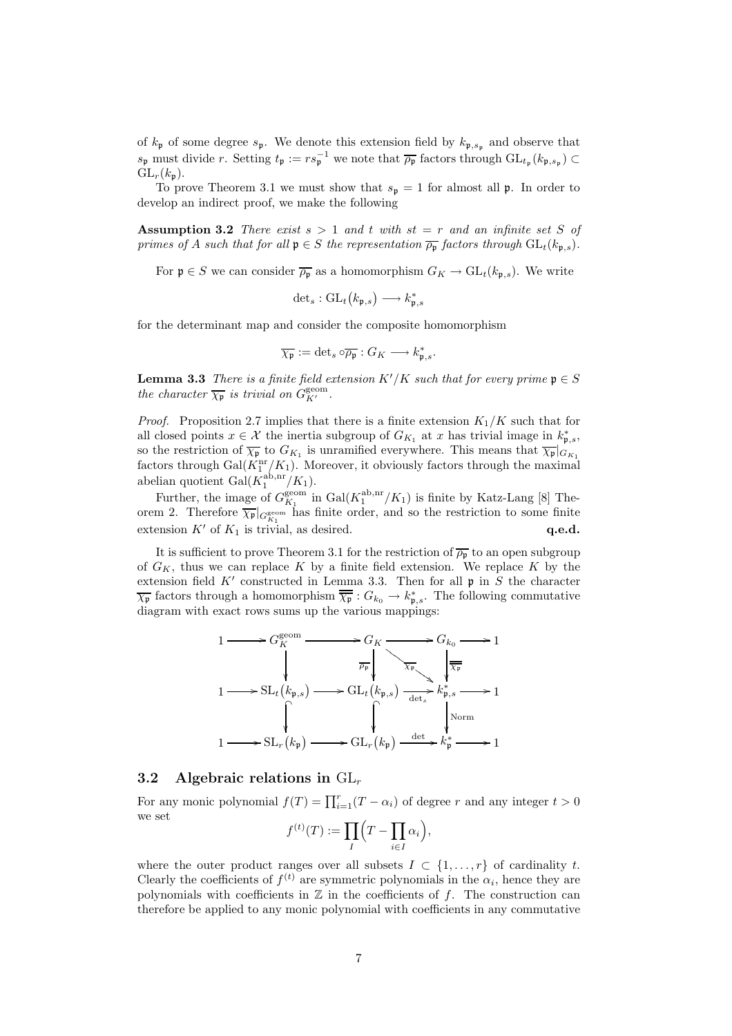of $k_\mathfrak{p}$ of some degree $s_\mathfrak{p}$. We denote this extension field by $k_{\mathfrak{p},s_\mathfrak{p}}$ and observe that $s_\mathfrak{p}$ must divide $r$. Setting $t_\mathfrak{p} := rs_\mathfrak{p}^{-1}$ we note that $\overline{\rho_\mathfrak{p}}$ factors through $\mathrm{GL}_{t_\mathfrak{p}}(k_{\mathfrak{p},s_\mathfrak{p}}) \subset \mathrm{GL}_r(k_\mathfrak{p})$.

To prove Theorem 3.1 we must show that $s_\mathfrak{p} = 1$ for almost all $\mathfrak{p}$. In order to develop an indirect proof, we make the following

**Assumption 3.2** *There exist $s > 1$ and $t$ with $st = r$ and an infinite set $S$ of primes of $A$ such that for all $\mathfrak{p} \in S$ the representation $\overline{\rho_\mathfrak{p}}$ factors through $\mathrm{GL}_t(k_{\mathfrak{p},s})$.*

For $\mathfrak{p} \in S$ we can consider $\overline{\rho_\mathfrak{p}}$ as a homomorphism $G_K \to \mathrm{GL}_t(k_{\mathfrak{p},s})$. We write

$$\det{}_s : \mathrm{GL}_t\big(k_{\mathfrak{p},s}\big) \longrightarrow k_{\mathfrak{p},s}^*$$

for the determinant map and consider the composite homomorphism

$$\overline{\chi_\mathfrak{p}} := \det{}_s \circ \overline{\rho_\mathfrak{p}} : G_K \longrightarrow k_{\mathfrak{p},s}^*.$$

**Lemma 3.3** *There is a finite field extension $K'/K$ such that for every prime $\mathfrak{p} \in S$ the character $\overline{\chi_\mathfrak{p}}$ is trivial on $G_{K'}^{\mathrm{geom}}$.*

*Proof.* Proposition 2.7 implies that there is a finite extension $K_1/K$ such that for all closed points $x \in \mathcal{X}$ the inertia subgroup of $G_{K_1}$ at $x$ has trivial image in $k_{\mathfrak{p},s}^*$, so the restriction of $\overline{\chi_\mathfrak{p}}$ to $G_{K_1}$ is unramified everywhere. This means that $\overline{\chi_\mathfrak{p}}|_{G_{K_1}}$ factors through $\mathrm{Gal}(K_1^{\mathrm{nr}}/K_1)$. Moreover, it obviously factors through the maximal abelian quotient $\mathrm{Gal}(K_1^{\mathrm{ab,nr}}/K_1)$.

Further, the image of $G_{K_1}^{\mathrm{geom}}$ in $\mathrm{Gal}(K_1^{\mathrm{ab,nr}}/K_1)$ is finite by Katz-Lang [8] Theorem 2. Therefore $\overline{\chi_\mathfrak{p}}|_{G_{K_1}^{\mathrm{geom}}}$ has finite order, and so the restriction to some finite extension $K'$ of $K_1$ is trivial, as desired. **q.e.d.**

It is sufficient to prove Theorem 3.1 for the restriction of $\overline{\rho_\mathfrak{p}}$ to an open subgroup of $G_K$, thus we can replace $K$ by a finite field extension. We replace $K$ by the extension field $K'$ constructed in Lemma 3.3. Then for all $\mathfrak{p}$ in $S$ the character $\overline{\chi_\mathfrak{p}}$ factors through a homomorphism $\overline{\overline{\chi_\mathfrak{p}}} : G_{k_0} \to k_{\mathfrak{p},s}^*$. The following commutative diagram with exact rows sums up the various mappings:

$$\begin{array}{ccccccccc}
1 & \longrightarrow & G_K^{\mathrm{geom}} & \longrightarrow & G_K & \longrightarrow & G_{k_0} & \longrightarrow & 1 \\
 & & \downarrow & & \downarrow{\scriptstyle \overline{\rho_\mathfrak{p}}} & \searrow^{\overline{\chi_\mathfrak{p}}} & \downarrow{\scriptstyle \overline{\overline{\chi_\mathfrak{p}}}} & & \\
1 & \longrightarrow & \mathrm{SL}_t\big(k_{\mathfrak{p},s}\big) & \longrightarrow & \mathrm{GL}_t\big(k_{\mathfrak{p},s}\big) & \xrightarrow{\det_s} & k_{\mathfrak{p},s}^* & \longrightarrow & 1 \\
 & & \cap & & \cap & & \downarrow{\scriptstyle \mathrm{Norm}} & & \\
1 & \longrightarrow & \mathrm{SL}_r\big(k_\mathfrak{p}\big) & \longrightarrow & \mathrm{GL}_r\big(k_\mathfrak{p}\big) & \xrightarrow{\det} & k_\mathfrak{p}^* & \longrightarrow & 1
\end{array}$$

## 3.2 Algebraic relations in $\mathrm{GL}_r$

For any monic polynomial $f(T) = \prod_{i=1}^r (T - \alpha_i)$ of degree $r$ and any integer $t > 0$ we set

$$f^{(t)}(T) := \prod_I \Big( T - \prod_{i \in I} \alpha_i \Big),$$

where the outer product ranges over all subsets $I \subset \{1, \ldots, r\}$ of cardinality $t$. Clearly the coefficients of $f^{(t)}$ are symmetric polynomials in the $\alpha_i$, hence they are polynomials with coefficients in $\mathbb{Z}$ in the coefficients of $f$. The construction can therefore be applied to any monic polynomial with coefficients in any commutative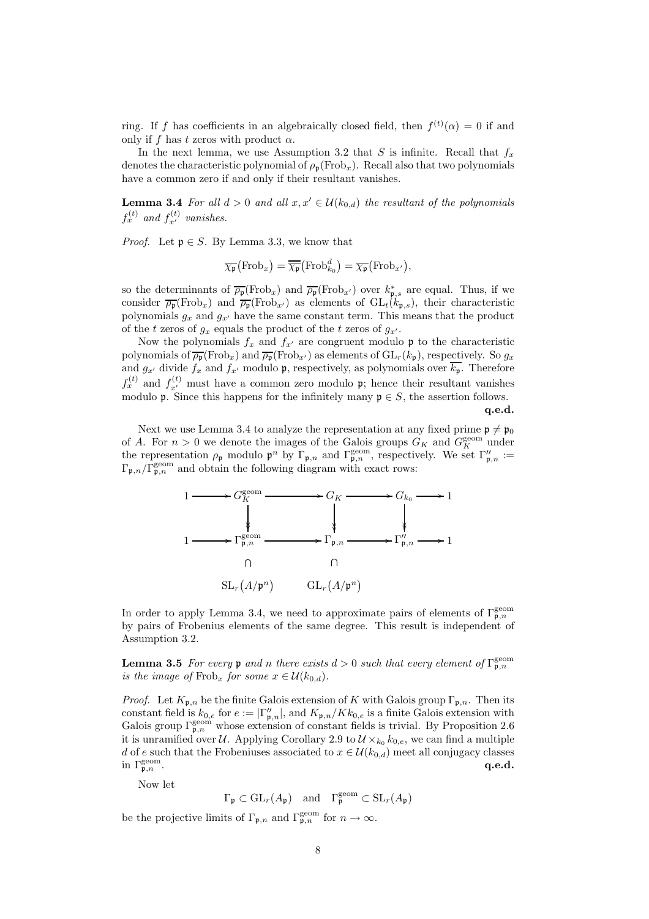ring. If $f$ has coefficients in an algebraically closed field, then $f^{(t)}(\alpha) = 0$ if and only if $f$ has $t$ zeros with product $\alpha$.

In the next lemma, we use Assumption 3.2 that $S$ is infinite. Recall that $f_x$ denotes the characteristic polynomial of $\rho_\mathfrak{p}(\mathrm{Frob}_x)$. Recall also that two polynomials have a common zero if and only if their resultant vanishes.

**Lemma 3.4** *For all $d > 0$ and all $x, x' \in \mathcal{U}(k_{0,d})$ the resultant of the polynomials $f_x^{(t)}$ and $f_{x'}^{(t)}$ vanishes.*

*Proof.* Let $\mathfrak{p} \in S$. By Lemma 3.3, we know that

$$\overline{\chi_\mathfrak{p}}(\mathrm{Frob}_x) = \overline{\overline{\chi_\mathfrak{p}}}(\mathrm{Frob}_{k_0}^d) = \overline{\chi_\mathfrak{p}}(\mathrm{Frob}_{x'}),$$

so the determinants of $\overline{\rho_\mathfrak{p}}(\mathrm{Frob}_x)$ and $\overline{\rho_\mathfrak{p}}(\mathrm{Frob}_{x'})$ over $k_{\mathfrak{p},s}^*$ are equal. Thus, if we consider $\overline{\rho_\mathfrak{p}}(\mathrm{Frob}_x)$ and $\overline{\rho_\mathfrak{p}}(\mathrm{Frob}_{x'})$ as elements of $\mathrm{GL}_t(k_{\mathfrak{p},s})$, their characteristic polynomials $g_x$ and $g_{x'}$ have the same constant term. This means that the product of the $t$ zeros of $g_x$ equals the product of the $t$ zeros of $g_{x'}$.

Now the polynomials $f_x$ and $f_{x'}$ are congruent modulo $\mathfrak{p}$ to the characteristic polynomials of $\overline{\rho_\mathfrak{p}}(\mathrm{Frob}_x)$ and $\overline{\rho_\mathfrak{p}}(\mathrm{Frob}_{x'})$ as elements of $\mathrm{GL}_r(k_\mathfrak{p})$, respectively. So $g_x$ and $g_{x'}$ divide $f_x$ and $f_{x'}$ modulo $\mathfrak{p}$, respectively, as polynomials over $\overline{k_\mathfrak{p}}$. Therefore $f_x^{(t)}$ and $f_{x'}^{(t)}$ must have a common zero modulo $\mathfrak{p}$; hence their resultant vanishes modulo $\mathfrak{p}$. Since this happens for the infinitely many $\mathfrak{p} \in S$, the assertion follows. **q.e.d.**

Next we use Lemma 3.4 to analyze the representation at any fixed prime $\mathfrak{p} \neq \mathfrak{p}_0$ of $A$. For $n > 0$ we denote the images of the Galois groups $G_K$ and $G_K^{\mathrm{geom}}$ under the representation $\rho_\mathfrak{p}$ modulo $\mathfrak{p}^n$ by $\Gamma_{\mathfrak{p},n}$ and $\Gamma_{\mathfrak{p},n}^{\mathrm{geom}}$, respectively. We set $\Gamma''_{\mathfrak{p},n} := \Gamma_{\mathfrak{p},n}/\Gamma_{\mathfrak{p},n}^{\mathrm{geom}}$ and obtain the following diagram with exact rows:

$$\begin{array}{ccccccccc}
1 & \longrightarrow & G_K^{\mathrm{geom}} & \longrightarrow & G_K & \longrightarrow & G_{k_0} & \longrightarrow & 1 \\
 & & \downarrow & & \downarrow & & \downarrow & & \\
1 & \longrightarrow & \Gamma_{\mathfrak{p},n}^{\mathrm{geom}} & \longrightarrow & \Gamma_{\mathfrak{p},n} & \longrightarrow & \Gamma''_{\mathfrak{p},n} & \longrightarrow & 1 \\
 & & \cap & & \cap & & & & \\
 & & \mathrm{SL}_r(A/\mathfrak{p}^n) & & \mathrm{GL}_r(A/\mathfrak{p}^n) & & & &
\end{array}$$

In order to apply Lemma 3.4, we need to approximate pairs of elements of $\Gamma_{\mathfrak{p},n}^{\mathrm{geom}}$ by pairs of Frobenius elements of the same degree. This result is independent of Assumption 3.2.

**Lemma 3.5** *For every $\mathfrak{p}$ and $n$ there exists $d > 0$ such that every element of $\Gamma_{\mathfrak{p},n}^{\mathrm{geom}}$ is the image of $\mathrm{Frob}_x$ for some $x \in \mathcal{U}(k_{0,d})$.*

*Proof.* Let $K_{\mathfrak{p},n}$ be the finite Galois extension of $K$ with Galois group $\Gamma_{\mathfrak{p},n}$. Then its constant field is $k_{0,e}$ for $e := |\Gamma''_{\mathfrak{p},n}|$, and $K_{\mathfrak{p},n}/Kk_{0,e}$ is a finite Galois extension with Galois group $\Gamma_{\mathfrak{p},n}^{\mathrm{geom}}$ whose extension of constant fields is trivial. By Proposition 2.6 it is unramified over $\mathcal{U}$. Applying Corollary 2.9 to $\mathcal{U} \times_{k_0} k_{0,e}$, we can find a multiple $d$ of $e$ such that the Frobeniuses associated to $x \in \mathcal{U}(k_{0,d})$ meet all conjugacy classes in $\Gamma_{\mathfrak{p},n}^{\mathrm{geom}}$. **q.e.d.**

Now let

$$\Gamma_\mathfrak{p} \subset \mathrm{GL}_r(A_\mathfrak{p}) \quad \text{and} \quad \Gamma_\mathfrak{p}^{\mathrm{geom}} \subset \mathrm{SL}_r(A_\mathfrak{p})$$

be the projective limits of $\Gamma_{\mathfrak{p},n}$ and $\Gamma_{\mathfrak{p},n}^{\mathrm{geom}}$ for $n \to \infty$.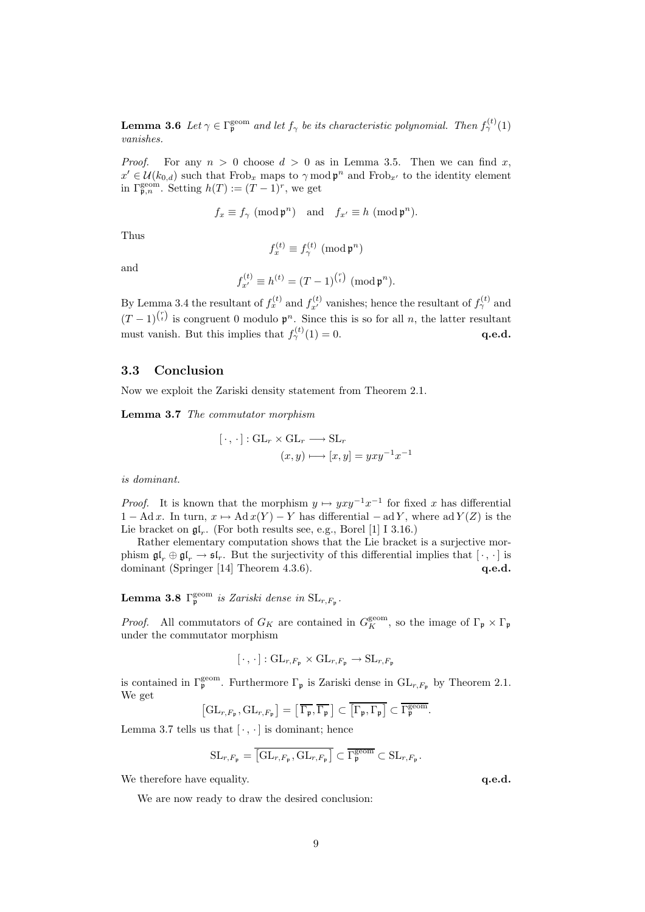**Lemma 3.6** *Let $\gamma \in \Gamma_{\mathfrak{p}}^{\mathrm{geom}}$ and let $f_\gamma$ be its characteristic polynomial. Then $f_\gamma^{(t)}(1)$ vanishes.*

*Proof.* For any $n > 0$ choose $d > 0$ as in Lemma 3.5. Then we can find $x$, $x' \in \mathcal{U}(k_{0,d})$ such that $\mathrm{Frob}_x$ maps to $\gamma \bmod \mathfrak{p}^n$ and $\mathrm{Frob}_{x'}$ to the identity element in $\Gamma_{\mathfrak{p},n}^{\mathrm{geom}}$. Setting $h(T) := (T-1)^r$, we get

$$f_x \equiv f_\gamma \pmod{\mathfrak{p}^n} \quad \text{and} \quad f_{x'} \equiv h \pmod{\mathfrak{p}^n}.$$

Thus

$$f_x^{(t)} \equiv f_\gamma^{(t)} \pmod{\mathfrak{p}^n}$$

and

$$f_{x'}^{(t)} \equiv h^{(t)} = (T-1)^{\binom{r}{i}} \pmod{\mathfrak{p}^n}.$$

By Lemma 3.4 the resultant of $f_x^{(t)}$ and $f_{x'}^{(t)}$ vanishes; hence the resultant of $f_\gamma^{(t)}$ and $(T-1)^{\binom{r}{i}}$ is congruent 0 modulo $\mathfrak{p}^n$. Since this is so for all $n$, the latter resultant must vanish. But this implies that $f_\gamma^{(t)}(1) = 0$. **q.e.d.**

## 3.3 Conclusion

Now we exploit the Zariski density statement from Theorem 2.1.

**Lemma 3.7** *The commutator morphism*

$$[\,\cdot\,,\cdot\,] : \mathrm{GL}_r \times \mathrm{GL}_r \longrightarrow \mathrm{SL}_r$$
$$(x, y) \longmapsto [x, y] = yxy^{-1}x^{-1}$$

*is dominant.*

*Proof.* It is known that the morphism $y \mapsto yxy^{-1}x^{-1}$ for fixed $x$ has differential $1 - \mathrm{Ad}\, x$. In turn, $x \mapsto \mathrm{Ad}\, x(Y) - Y$ has differential $-\mathrm{ad}\, Y$, where $\mathrm{ad}\, Y(Z)$ is the Lie bracket on $\mathfrak{gl}_r$. (For both results see, e.g., Borel [1] I 3.16.)

Rather elementary computation shows that the Lie bracket is a surjective morphism $\mathfrak{gl}_r \oplus \mathfrak{gl}_r \to \mathfrak{sl}_r$. But the surjectivity of this differential implies that $[\,\cdot\,,\cdot\,]$ is dominant (Springer [14] Theorem 4.3.6). **q.e.d.**

**Lemma 3.8** *$\Gamma_{\mathfrak{p}}^{\mathrm{geom}}$ is Zariski dense in $\mathrm{SL}_{r,F_{\mathfrak{p}}}$.*

*Proof.* All commutators of $G_K$ are contained in $G_K^{\mathrm{geom}}$, so the image of $\Gamma_{\mathfrak{p}} \times \Gamma_{\mathfrak{p}}$ under the commutator morphism

$$[\,\cdot\,,\cdot\,] : \mathrm{GL}_{r,F_{\mathfrak{p}}} \times \mathrm{GL}_{r,F_{\mathfrak{p}}} \to \mathrm{SL}_{r,F_{\mathfrak{p}}}$$

is contained in $\Gamma_{\mathfrak{p}}^{\mathrm{geom}}$. Furthermore $\Gamma_{\mathfrak{p}}$ is Zariski dense in $\mathrm{GL}_{r,F_{\mathfrak{p}}}$ by Theorem 2.1. We get

$$\left[\mathrm{GL}_{r,F_{\mathfrak{p}}}, \mathrm{GL}_{r,F_{\mathfrak{p}}}\right] = \left[\,\overline{\Gamma_{\mathfrak{p}}}, \overline{\Gamma_{\mathfrak{p}}}\,\right] \subset \overline{\left[\Gamma_{\mathfrak{p}}, \Gamma_{\mathfrak{p}}\right]} \subset \overline{\Gamma_{\mathfrak{p}}^{\mathrm{geom}}}.$$

Lemma 3.7 tells us that $[\,\cdot\,,\cdot\,]$ is dominant; hence

$$\mathrm{SL}_{r,F_{\mathfrak{p}}} = \overline{\left[\mathrm{GL}_{r,F_{\mathfrak{p}}}, \mathrm{GL}_{r,F_{\mathfrak{p}}}\right]} \subset \overline{\Gamma_{\mathfrak{p}}^{\mathrm{geom}}} \subset \mathrm{SL}_{r,F_{\mathfrak{p}}}.$$

We therefore have equality. **q.e.d.**

We are now ready to draw the desired conclusion: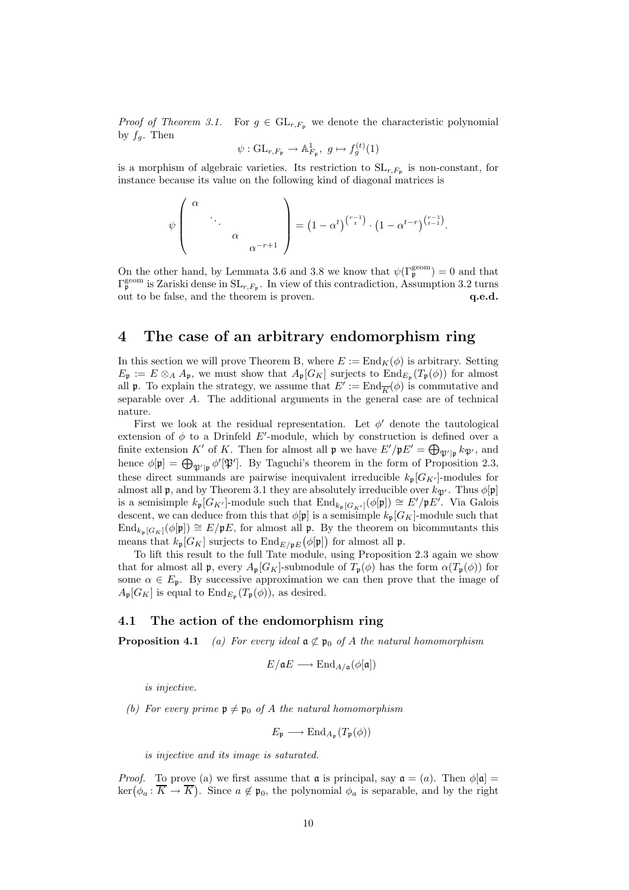*Proof of Theorem 3.1.* For $g \in \mathrm{GL}_{r,F_\mathfrak{p}}$ we denote the characteristic polynomial by $f_g$. Then

$$\psi : \mathrm{GL}_{r,F_\mathfrak{p}} \to \mathbb{A}^1_{F_\mathfrak{p}},\ g \mapsto f_g^{(t)}(1)$$

is a morphism of algebraic varieties. Its restriction to $\mathrm{SL}_{r,F_\mathfrak{p}}$ is non-constant, for instance because its value on the following kind of diagonal matrices is

$$\psi \begin{pmatrix} \alpha & & & \\ & \ddots & & \\ & & \alpha & \\ & & & \alpha^{-r+1} \end{pmatrix} = \left(1-\alpha^t\right)^{\binom{r-1}{t}} \cdot \left(1-\alpha^{t-r}\right)^{\binom{r-1}{t-1}}.$$

On the other hand, by Lemmata 3.6 and 3.8 we know that $\psi(\Gamma_\mathfrak{p}^{\mathrm{geom}}) = 0$ and that $\Gamma_\mathfrak{p}^{\mathrm{geom}}$ is Zariski dense in $\mathrm{SL}_{r,F_\mathfrak{p}}$. In view of this contradiction, Assumption 3.2 turns out to be false, and the theorem is proven. **q.e.d.**

# 4 The case of an arbitrary endomorphism ring

In this section we will prove Theorem B, where $E := \mathrm{End}_K(\phi)$ is arbitrary. Setting $E_\mathfrak{p} := E \otimes_A A_\mathfrak{p}$, we must show that $A_\mathfrak{p}[G_K]$ surjects to $\mathrm{End}_{E_\mathfrak{p}}(T_\mathfrak{p}(\phi))$ for almost all $\mathfrak{p}$. To explain the strategy, we assume that $E' := \mathrm{End}_{\overline{K}}(\phi)$ is commutative and separable over $A$. The additional arguments in the general case are of technical nature.

First we look at the residual representation. Let $\phi'$ denote the tautological extension of $\phi$ to a Drinfeld $E'$-module, which by construction is defined over a finite extension $K'$ of $K$. Then for almost all $\mathfrak{p}$ we have $E'/\mathfrak{p}E' = \bigoplus_{\mathfrak{P}'|\mathfrak{p}} k_{\mathfrak{P}'}$, and hence $\phi[\mathfrak{p}] = \bigoplus_{\mathfrak{P}'|\mathfrak{p}} \phi'[\mathfrak{P}']$. By Taguchi's theorem in the form of Proposition 2.3, these direct summands are pairwise inequivalent irreducible $k_\mathfrak{p}[G_{K'}]$-modules for almost all $\mathfrak{p}$, and by Theorem 3.1 they are absolutely irreducible over $k_{\mathfrak{P}'}$. Thus $\phi[\mathfrak{p}]$ is a semisimple $k_\mathfrak{p}[G_{K'}]$-module such that $\mathrm{End}_{k_\mathfrak{p}[G_{K'}]}(\phi[\mathfrak{p}]) \cong E'/\mathfrak{p}E'$. Via Galois descent, we can deduce from this that $\phi[\mathfrak{p}]$ is a semisimple $k_\mathfrak{p}[G_K]$-module such that $\mathrm{End}_{k_\mathfrak{p}[G_K]}(\phi[\mathfrak{p}]) \cong E/\mathfrak{p}E$, for almost all $\mathfrak{p}$. By the theorem on bicommutants this means that $k_\mathfrak{p}[G_K]$ surjects to $\mathrm{End}_{E/\mathfrak{p}E}(\phi[\mathfrak{p}])$ for almost all $\mathfrak{p}$.

To lift this result to the full Tate module, using Proposition 2.3 again we show that for almost all $\mathfrak{p}$, every $A_\mathfrak{p}[G_K]$-submodule of $T_\mathfrak{p}(\phi)$ has the form $\alpha(T_\mathfrak{p}(\phi))$ for some $\alpha \in E_\mathfrak{p}$. By successive approximation we can then prove that the image of $A_\mathfrak{p}[G_K]$ is equal to $\mathrm{End}_{E_\mathfrak{p}}(T_\mathfrak{p}(\phi))$, as desired.

## 4.1 The action of the endomorphism ring

**Proposition 4.1** *(a) For every ideal $\mathfrak{a} \not\subset \mathfrak{p}_0$ of $A$ the natural homomorphism*

$$E/\mathfrak{a}E \longrightarrow \mathrm{End}_{A/\mathfrak{a}}(\phi[\mathfrak{a}])$$

*is injective.*

*(b) For every prime $\mathfrak{p} \neq \mathfrak{p}_0$ of $A$ the natural homomorphism*

$$E_\mathfrak{p} \longrightarrow \mathrm{End}_{A_\mathfrak{p}}(T_\mathfrak{p}(\phi))$$

*is injective and its image is saturated.*

*Proof.* To prove (a) we first assume that $\mathfrak{a}$ is principal, say $\mathfrak{a} = (a)$. Then $\phi[\mathfrak{a}] = \ker\big(\phi_a : \overline{K} \to \overline{K}\big)$. Since $a \notin \mathfrak{p}_0$, the polynomial $\phi_a$ is separable, and by the right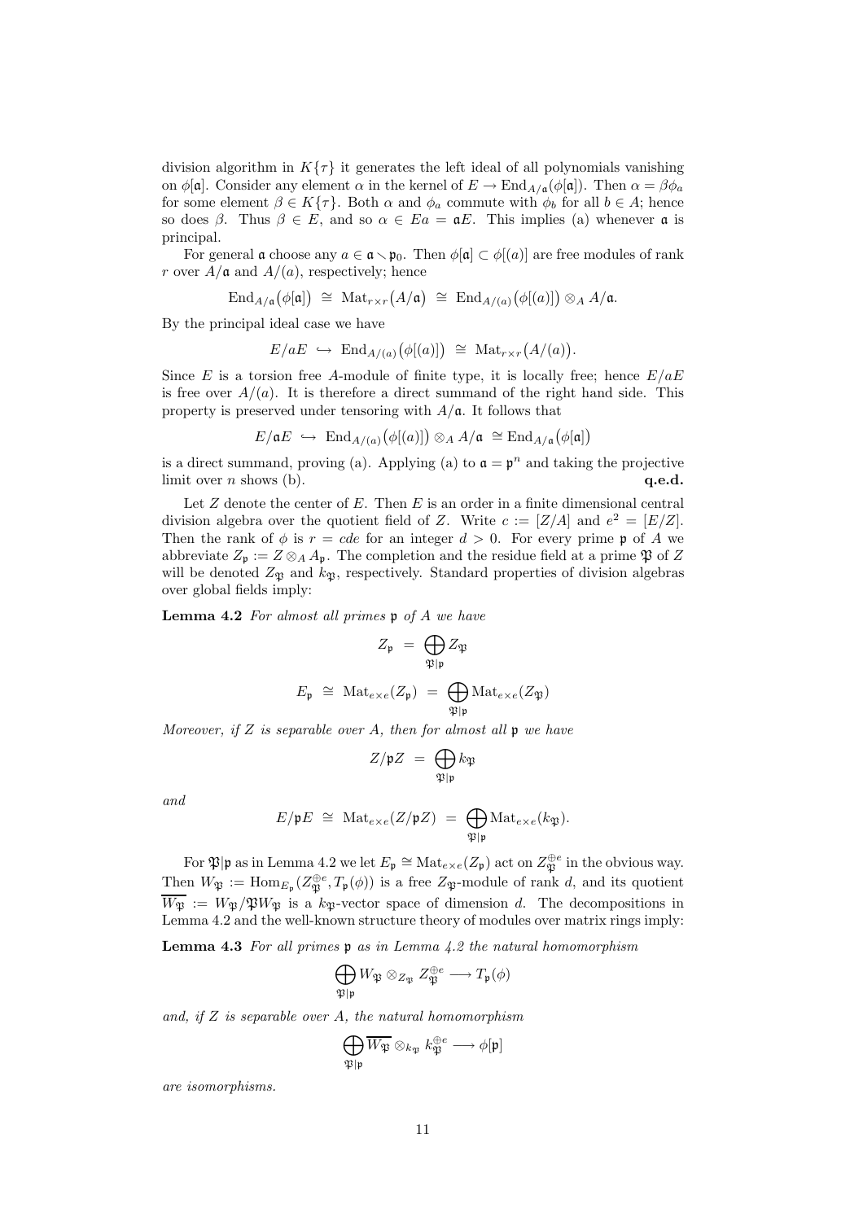division algorithm in $K\{\tau\}$ it generates the left ideal of all polynomials vanishing on $\phi[\mathfrak{a}]$. Consider any element $\alpha$ in the kernel of $E \to \mathrm{End}_{A/\mathfrak{a}}(\phi[\mathfrak{a}])$. Then $\alpha = \beta\phi_a$ for some element $\beta \in K\{\tau\}$. Both $\alpha$ and $\phi_a$ commute with $\phi_b$ for all $b \in A$; hence so does $\beta$. Thus $\beta \in E$, and so $\alpha \in Ea = \mathfrak{a}E$. This implies (a) whenever $\mathfrak{a}$ is principal.

For general $\mathfrak{a}$ choose any $a \in \mathfrak{a} \smallsetminus \mathfrak{p}_0$. Then $\phi[\mathfrak{a}] \subset \phi[(a)]$ are free modules of rank $r$ over $A/\mathfrak{a}$ and $A/(a)$, respectively; hence

$$\mathrm{End}_{A/\mathfrak{a}}\big(\phi[\mathfrak{a}]\big) \;\cong\; \mathrm{Mat}_{r\times r}\big(A/\mathfrak{a}\big) \;\cong\; \mathrm{End}_{A/(a)}\big(\phi[(a)]\big) \otimes_A A/\mathfrak{a}.$$

By the principal ideal case we have

$$E/aE \;\hookrightarrow\; \mathrm{End}_{A/(a)}\big(\phi[(a)]\big) \;\cong\; \mathrm{Mat}_{r\times r}\big(A/(a)\big).$$

Since $E$ is a torsion free $A$-module of finite type, it is locally free; hence $E/aE$ is free over $A/(a)$. It is therefore a direct summand of the right hand side. This property is preserved under tensoring with $A/\mathfrak{a}$. It follows that

$$E/\mathfrak{a}E \;\hookrightarrow\; \mathrm{End}_{A/(a)}\big(\phi[(a)]\big) \otimes_A A/\mathfrak{a} \;\cong \mathrm{End}_{A/\mathfrak{a}}\big(\phi[\mathfrak{a}]\big)$$

is a direct summand, proving (a). Applying (a) to $\mathfrak{a} = \mathfrak{p}^n$ and taking the projective limit over $n$ shows (b). **q.e.d.**

Let $Z$ denote the center of $E$. Then $E$ is an order in a finite dimensional central division algebra over the quotient field of $Z$. Write $c := [Z/A]$ and $e^2 = [E/Z]$. Then the rank of $\phi$ is $r = cde$ for an integer $d > 0$. For every prime $\mathfrak{p}$ of $A$ we abbreviate $Z_\mathfrak{p} := Z \otimes_A A_\mathfrak{p}$. The completion and the residue field at a prime $\mathfrak{P}$ of $Z$ will be denoted $Z_\mathfrak{P}$ and $k_\mathfrak{P}$, respectively. Standard properties of division algebras over global fields imply:

**Lemma 4.2** *For almost all primes $\mathfrak{p}$ of $A$ we have*

$$Z_\mathfrak{p} \;=\; \bigoplus_{\mathfrak{P}|\mathfrak{p}} Z_\mathfrak{P}$$

$$E_\mathfrak{p} \;\cong\; \mathrm{Mat}_{e\times e}(Z_\mathfrak{p}) \;=\; \bigoplus_{\mathfrak{P}|\mathfrak{p}} \mathrm{Mat}_{e\times e}(Z_\mathfrak{P})$$

*Moreover, if $Z$ is separable over $A$, then for almost all $\mathfrak{p}$ we have*

$$Z/\mathfrak{p}Z \;=\; \bigoplus_{\mathfrak{P}|\mathfrak{p}} k_\mathfrak{P}$$

*and*

$$E/\mathfrak{p}E \;\cong\; \mathrm{Mat}_{e\times e}(Z/\mathfrak{p}Z) \;=\; \bigoplus_{\mathfrak{P}|\mathfrak{p}} \mathrm{Mat}_{e\times e}(k_\mathfrak{P}).$$

For $\mathfrak{P}|\mathfrak{p}$ as in Lemma 4.2 we let $E_\mathfrak{p} \cong \mathrm{Mat}_{e\times e}(Z_\mathfrak{p})$ act on $Z_\mathfrak{P}^{\oplus e}$ in the obvious way. Then $W_\mathfrak{P} := \mathrm{Hom}_{E_\mathfrak{p}}(Z_\mathfrak{P}^{\oplus e}, T_\mathfrak{p}(\phi))$ is a free $Z_\mathfrak{P}$-module of rank $d$, and its quotient $\overline{W_\mathfrak{P}} := W_\mathfrak{P}/\mathfrak{P}W_\mathfrak{P}$ is a $k_\mathfrak{P}$-vector space of dimension $d$. The decompositions in Lemma 4.2 and the well-known structure theory of modules over matrix rings imply:

**Lemma 4.3** *For all primes $\mathfrak{p}$ as in Lemma 4.2 the natural homomorphism*

$$\bigoplus_{\mathfrak{P}|\mathfrak{p}} W_\mathfrak{P} \otimes_{Z_\mathfrak{P}} Z_\mathfrak{P}^{\oplus e} \longrightarrow T_\mathfrak{p}(\phi)$$

*and, if $Z$ is separable over $A$, the natural homomorphism*

$$\bigoplus_{\mathfrak{P}|\mathfrak{p}} \overline{W_\mathfrak{P}} \otimes_{k_\mathfrak{P}} k_\mathfrak{P}^{\oplus e} \longrightarrow \phi[\mathfrak{p}]$$

*are isomorphisms.*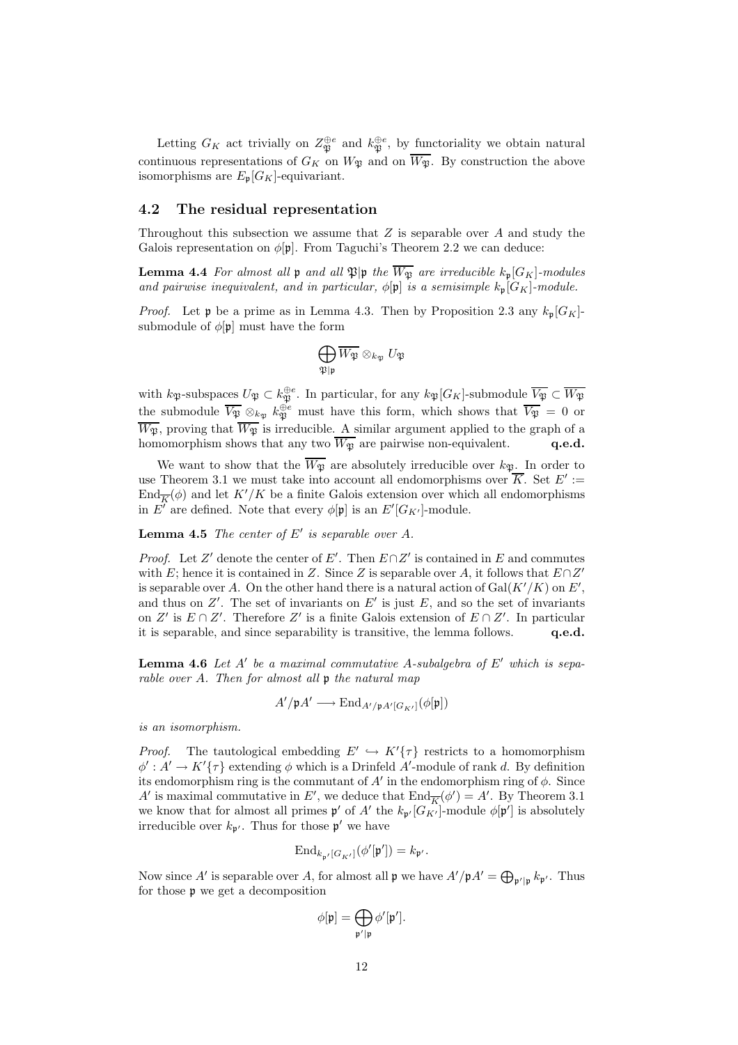Letting $G_K$ act trivially on $Z_{\mathfrak{P}}^{\oplus e}$ and $k_{\mathfrak{P}}^{\oplus e}$, by functoriality we obtain natural continuous representations of $G_K$ on $W_{\mathfrak{P}}$ and on $\overline{W_{\mathfrak{P}}}$. By construction the above isomorphisms are $E_{\mathfrak{p}}[G_K]$-equivariant.

## 4.2 The residual representation

Throughout this subsection we assume that $Z$ is separable over $A$ and study the Galois representation on $\phi[\mathfrak{p}]$. From Taguchi's Theorem 2.2 we can deduce:

**Lemma 4.4** *For almost all $\mathfrak{p}$ and all $\mathfrak{P}|\mathfrak{p}$ the $\overline{W_{\mathfrak{P}}}$ are irreducible $k_{\mathfrak{p}}[G_K]$-modules and pairwise inequivalent, and in particular, $\phi[\mathfrak{p}]$ is a semisimple $k_{\mathfrak{p}}[G_K]$-module.*

*Proof.* Let $\mathfrak{p}$ be a prime as in Lemma 4.3. Then by Proposition 2.3 any $k_{\mathfrak{p}}[G_K]$-submodule of $\phi[\mathfrak{p}]$ must have the form

$$\bigoplus_{\mathfrak{P}|\mathfrak{p}} \overline{W_{\mathfrak{P}}} \otimes_{k_{\mathfrak{P}}} U_{\mathfrak{P}}$$

with $k_{\mathfrak{P}}$-subspaces $U_{\mathfrak{P}} \subset k_{\mathfrak{P}}^{\oplus e}$. In particular, for any $k_{\mathfrak{P}}[G_K]$-submodule $\overline{V_{\mathfrak{P}}} \subset \overline{W_{\mathfrak{P}}}$ the submodule $\overline{V_{\mathfrak{P}}} \otimes_{k_{\mathfrak{P}}} k_{\mathfrak{P}}^{\oplus e}$ must have this form, which shows that $\overline{V_{\mathfrak{P}}} = 0$ or $\overline{W_{\mathfrak{P}}}$, proving that $\overline{W_{\mathfrak{P}}}$ is irreducible. A similar argument applied to the graph of a homomorphism shows that any two $\overline{W_{\mathfrak{P}}}$ are pairwise non-equivalent. **q.e.d.**

We want to show that the $\overline{W_{\mathfrak{P}}}$ are absolutely irreducible over $k_{\mathfrak{P}}$. In order to use Theorem 3.1 we must take into account all endomorphisms over $\overline{K}$. Set $E' := \mathrm{End}_{\overline{K}}(\phi)$ and let $K'/K$ be a finite Galois extension over which all endomorphisms in $E'$ are defined. Note that every $\phi[\mathfrak{p}]$ is an $E'[G_{K'}]$-module.

**Lemma 4.5** *The center of $E'$ is separable over $A$.*

*Proof.* Let $Z'$ denote the center of $E'$. Then $E \cap Z'$ is contained in $E$ and commutes with $E$; hence it is contained in $Z$. Since $Z$ is separable over $A$, it follows that $E \cap Z'$ is separable over $A$. On the other hand there is a natural action of $\mathrm{Gal}(K'/K)$ on $E'$, and thus on $Z'$. The set of invariants on $E'$ is just $E$, and so the set of invariants on $Z'$ is $E \cap Z'$. Therefore $Z'$ is a finite Galois extension of $E \cap Z'$. In particular it is separable, and since separability is transitive, the lemma follows. **q.e.d.**

**Lemma 4.6** *Let $A'$ be a maximal commutative $A$-subalgebra of $E'$ which is separable over $A$. Then for almost all $\mathfrak{p}$ the natural map*

$$A'/\mathfrak{p}A' \longrightarrow \mathrm{End}_{A'/\mathfrak{p}A'[G_{K'}]}(\phi[\mathfrak{p}])$$

*is an isomorphism.*

*Proof.* The tautological embedding $E' \hookrightarrow K'\{\tau\}$ restricts to a homomorphism $\phi' : A' \to K'\{\tau\}$ extending $\phi$ which is a Drinfeld $A'$-module of rank $d$. By definition its endomorphism ring is the commutant of $A'$ in the endomorphism ring of $\phi$. Since $A'$ is maximal commutative in $E'$, we deduce that $\mathrm{End}_{\overline{K}}(\phi') = A'$. By Theorem 3.1 we know that for almost all primes $\mathfrak{p}'$ of $A'$ the $k_{\mathfrak{p}'}[G_{K'}]$-module $\phi[\mathfrak{p}']$ is absolutely irreducible over $k_{\mathfrak{p}'}$. Thus for those $\mathfrak{p}'$ we have

$$\mathrm{End}_{k_{\mathfrak{p}'}[G_{K'}]}(\phi'[\mathfrak{p}']) = k_{\mathfrak{p}'}.$$

Now since $A'$ is separable over $A$, for almost all $\mathfrak{p}$ we have $A'/\mathfrak{p}A' = \bigoplus_{\mathfrak{p}'|\mathfrak{p}} k_{\mathfrak{p}'}$. Thus for those $\mathfrak{p}$ we get a decomposition

$$\phi[\mathfrak{p}] = \bigoplus_{\mathfrak{p}'|\mathfrak{p}} \phi'[\mathfrak{p}'].$$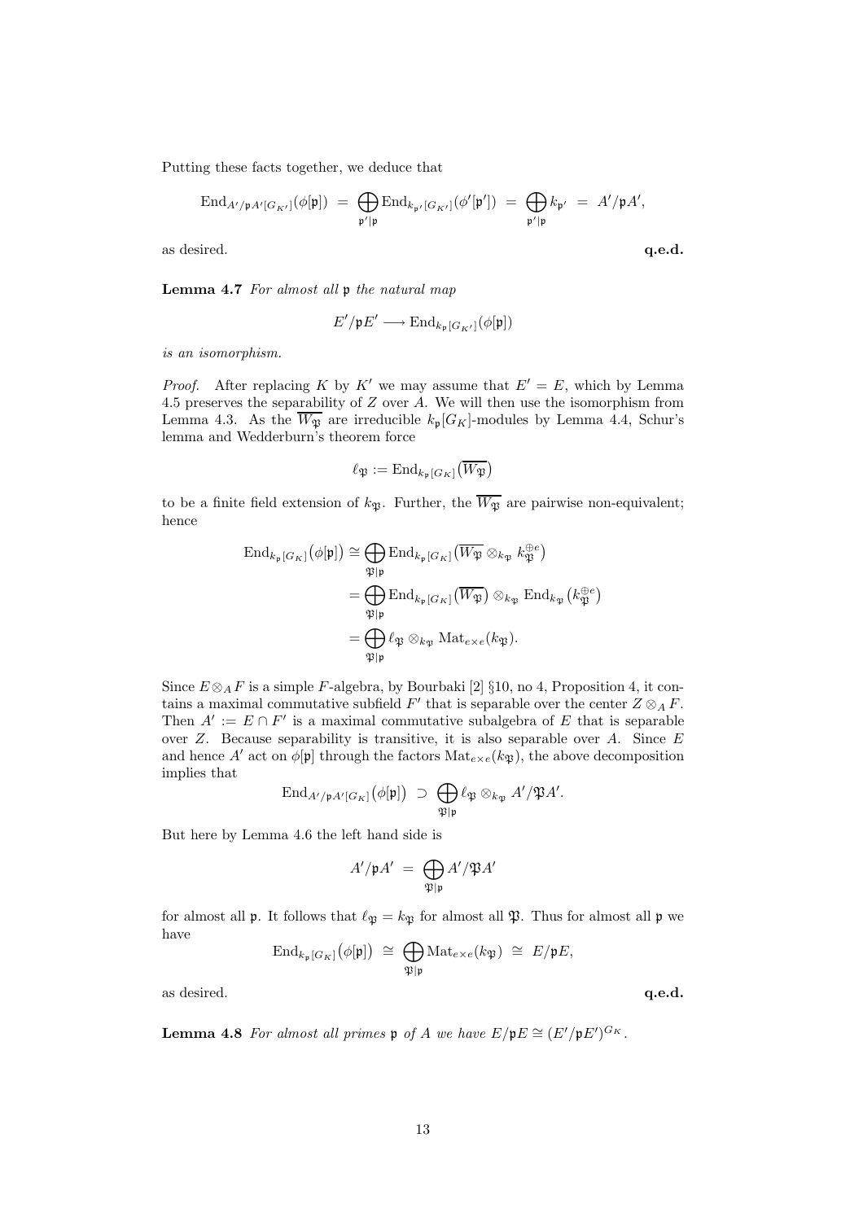Putting these facts together, we deduce that

$$\mathrm{End}_{A'/\mathfrak{p}A'[G_{K'}]}(\phi[\mathfrak{p}]) \;=\; \bigoplus_{\mathfrak{p}'|\mathfrak{p}} \mathrm{End}_{k_{\mathfrak{p}'}[G_{K'}]}(\phi'[\mathfrak{p}']) \;=\; \bigoplus_{\mathfrak{p}'|\mathfrak{p}} k_{\mathfrak{p}'} \;=\; A'/\mathfrak{p}A',$$

as desired. **q.e.d.**

**Lemma 4.7** *For almost all $\mathfrak{p}$ the natural map*

$$E'/\mathfrak{p}E' \longrightarrow \mathrm{End}_{k_{\mathfrak{p}}[G_{K'}]}(\phi[\mathfrak{p}])$$

*is an isomorphism.*

*Proof.* After replacing $K$ by $K'$ we may assume that $E' = E$, which by Lemma 4.5 preserves the separability of $Z$ over $A$. We will then use the isomorphism from Lemma 4.3. As the $\overline{W_{\mathfrak{P}}}$ are irreducible $k_{\mathfrak{p}}[G_K]$-modules by Lemma 4.4, Schur's lemma and Wedderburn's theorem force

$$\ell_{\mathfrak{P}} := \mathrm{End}_{k_{\mathfrak{p}}[G_K]}\big(\overline{W_{\mathfrak{P}}}\big)$$

to be a finite field extension of $k_{\mathfrak{P}}$. Further, the $\overline{W_{\mathfrak{P}}}$ are pairwise non-equivalent; hence

$$\begin{aligned}
\mathrm{End}_{k_{\mathfrak{p}}[G_K]}\big(\phi[\mathfrak{p}]\big) &\cong \bigoplus_{\mathfrak{P}|\mathfrak{p}} \mathrm{End}_{k_{\mathfrak{p}}[G_K]}\big(\overline{W_{\mathfrak{P}}} \otimes_{k_{\mathfrak{P}}} k_{\mathfrak{P}}^{\oplus e}\big) \\
&= \bigoplus_{\mathfrak{P}|\mathfrak{p}} \mathrm{End}_{k_{\mathfrak{p}}[G_K]}\big(\overline{W_{\mathfrak{P}}}\big) \otimes_{k_{\mathfrak{P}}} \mathrm{End}_{k_{\mathfrak{P}}}\big(k_{\mathfrak{P}}^{\oplus e}\big) \\
&= \bigoplus_{\mathfrak{P}|\mathfrak{p}} \ell_{\mathfrak{P}} \otimes_{k_{\mathfrak{P}}} \mathrm{Mat}_{e\times e}(k_{\mathfrak{P}}).
\end{aligned}$$

Since $E \otimes_A F$ is a simple $F$-algebra, by Bourbaki [2] §10, no 4, Proposition 4, it contains a maximal commutative subfield $F'$ that is separable over the center $Z \otimes_A F$. Then $A' := E \cap F'$ is a maximal commutative subalgebra of $E$ that is separable over $Z$. Because separability is transitive, it is also separable over $A$. Since $E$ and hence $A'$ act on $\phi[\mathfrak{p}]$ through the factors $\mathrm{Mat}_{e\times e}(k_{\mathfrak{P}})$, the above decomposition implies that

$$\mathrm{End}_{A'/\mathfrak{p}A'[G_K]}\big(\phi[\mathfrak{p}]\big) \;\supset\; \bigoplus_{\mathfrak{P}|\mathfrak{p}} \ell_{\mathfrak{P}} \otimes_{k_{\mathfrak{P}}} A'/\mathfrak{P}A'.$$

But here by Lemma 4.6 the left hand side is

$$A'/\mathfrak{p}A' \;=\; \bigoplus_{\mathfrak{P}|\mathfrak{p}} A'/\mathfrak{P}A'$$

for almost all $\mathfrak{p}$. It follows that $\ell_{\mathfrak{P}} = k_{\mathfrak{P}}$ for almost all $\mathfrak{P}$. Thus for almost all $\mathfrak{p}$ we have

$$\mathrm{End}_{k_{\mathfrak{p}}[G_K]}\big(\phi[\mathfrak{p}]\big) \;\cong\; \bigoplus_{\mathfrak{P}|\mathfrak{p}} \mathrm{Mat}_{e\times e}(k_{\mathfrak{P}}) \;\cong\; E/\mathfrak{p}E,$$

as desired. **q.e.d.**

**Lemma 4.8** *For almost all primes $\mathfrak{p}$ of $A$ we have $E/\mathfrak{p}E \cong (E'/\mathfrak{p}E')^{G_K}$.*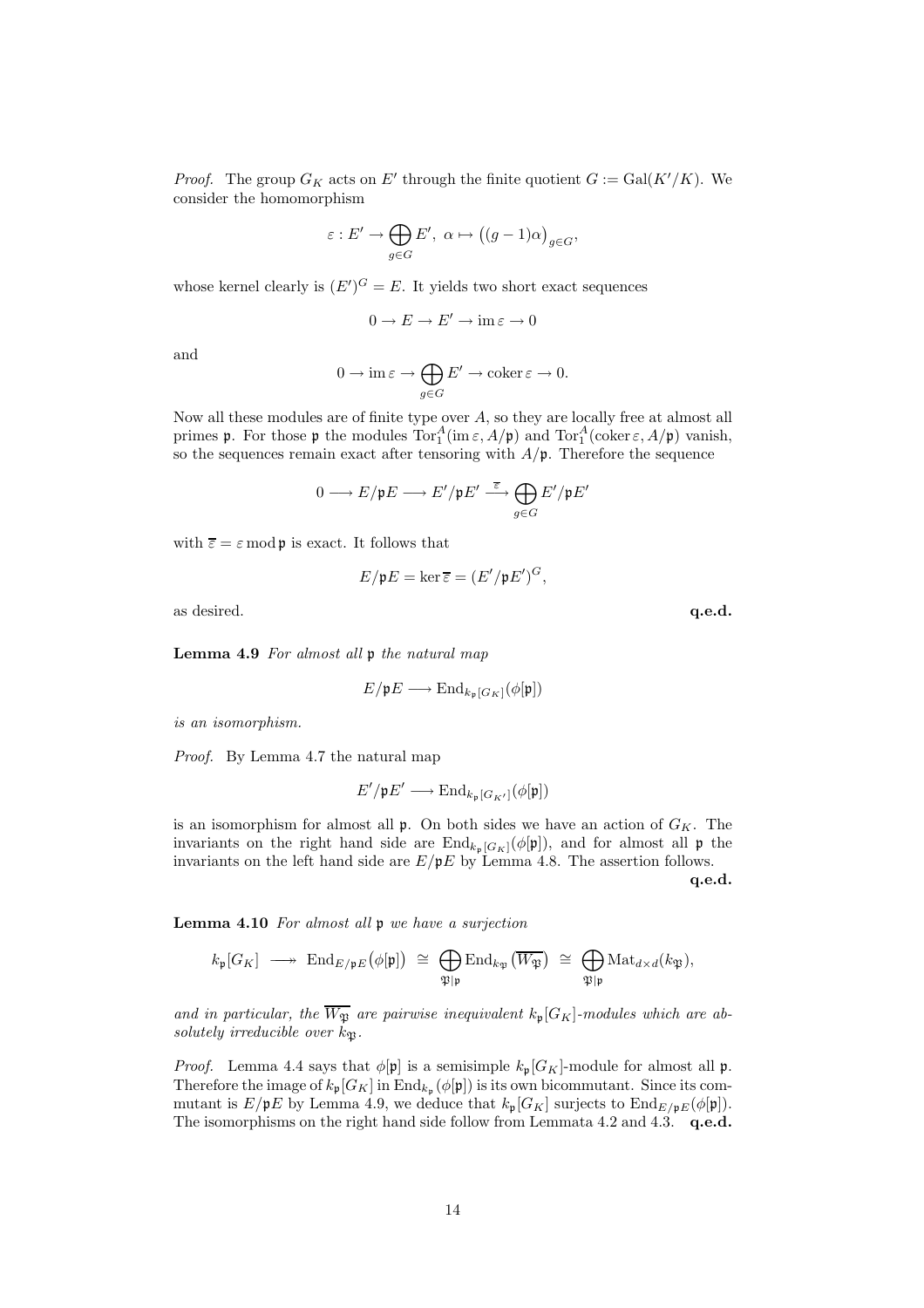*Proof.* The group $G_K$ acts on $E'$ through the finite quotient $G := \mathrm{Gal}(K'/K)$. We consider the homomorphism

$$\varepsilon : E' \to \bigoplus_{g \in G} E', \ \alpha \mapsto \big((g-1)\alpha\big)_{g \in G},$$

whose kernel clearly is $(E')^G = E$. It yields two short exact sequences

$$0 \to E \to E' \to \operatorname{im} \varepsilon \to 0$$

and

$$0 \to \operatorname{im} \varepsilon \to \bigoplus_{g \in G} E' \to \operatorname{coker} \varepsilon \to 0.$$

Now all these modules are of finite type over $A$, so they are locally free at almost all primes $\mathfrak{p}$. For those $\mathfrak{p}$ the modules $\mathrm{Tor}_1^A(\operatorname{im} \varepsilon, A/\mathfrak{p})$ and $\mathrm{Tor}_1^A(\operatorname{coker} \varepsilon, A/\mathfrak{p})$ vanish, so the sequences remain exact after tensoring with $A/\mathfrak{p}$. Therefore the sequence

$$0 \longrightarrow E/\mathfrak{p}E \longrightarrow E'/\mathfrak{p}E' \stackrel{\overline{\varepsilon}}{\longrightarrow} \bigoplus_{g \in G} E'/\mathfrak{p}E'$$

with $\overline{\varepsilon} = \varepsilon \bmod \mathfrak{p}$ is exact. It follows that

$$E/\mathfrak{p}E = \ker \overline{\varepsilon} = (E'/\mathfrak{p}E')^G,$$

as desired. **q.e.d.**

**Lemma 4.9** *For almost all $\mathfrak{p}$ the natural map*

$$E/\mathfrak{p}E \longrightarrow \mathrm{End}_{k_\mathfrak{p}[G_K]}(\phi[\mathfrak{p}])$$

*is an isomorphism.*

*Proof.* By Lemma 4.7 the natural map

$$E'/\mathfrak{p}E' \longrightarrow \mathrm{End}_{k_\mathfrak{p}[G_{K'}]}(\phi[\mathfrak{p}])$$

is an isomorphism for almost all $\mathfrak{p}$. On both sides we have an action of $G_K$. The invariants on the right hand side are $\mathrm{End}_{k_\mathfrak{p}[G_K]}(\phi[\mathfrak{p}])$, and for almost all $\mathfrak{p}$ the invariants on the left hand side are $E/\mathfrak{p}E$ by Lemma 4.8. The assertion follows. **q.e.d.**

**Lemma 4.10** *For almost all $\mathfrak{p}$ we have a surjection*

$$k_\mathfrak{p}[G_K] \longrightarrow\!\!\!\!\!\rightarrow \mathrm{End}_{E/\mathfrak{p}E}\big(\phi[\mathfrak{p}]\big) \ \cong \ \bigoplus_{\mathfrak{P}|\mathfrak{p}} \mathrm{End}_{k_\mathfrak{P}}\big(\overline{W_\mathfrak{P}}\big) \ \cong \ \bigoplus_{\mathfrak{P}|\mathfrak{p}} \mathrm{Mat}_{d \times d}(k_\mathfrak{P}),$$

*and in particular, the $\overline{W_\mathfrak{P}}$ are pairwise inequivalent $k_\mathfrak{p}[G_K]$-modules which are absolutely irreducible over $k_\mathfrak{P}$.*

*Proof.* Lemma 4.4 says that $\phi[\mathfrak{p}]$ is a semisimple $k_\mathfrak{p}[G_K]$-module for almost all $\mathfrak{p}$. Therefore the image of $k_\mathfrak{p}[G_K]$ in $\mathrm{End}_{k_\mathfrak{p}}(\phi[\mathfrak{p}])$ is its own bicommutant. Since its commutant is $E/\mathfrak{p}E$ by Lemma 4.9, we deduce that $k_\mathfrak{p}[G_K]$ surjects to $\mathrm{End}_{E/\mathfrak{p}E}(\phi[\mathfrak{p}])$. The isomorphisms on the right hand side follow from Lemmata 4.2 and 4.3. **q.e.d.**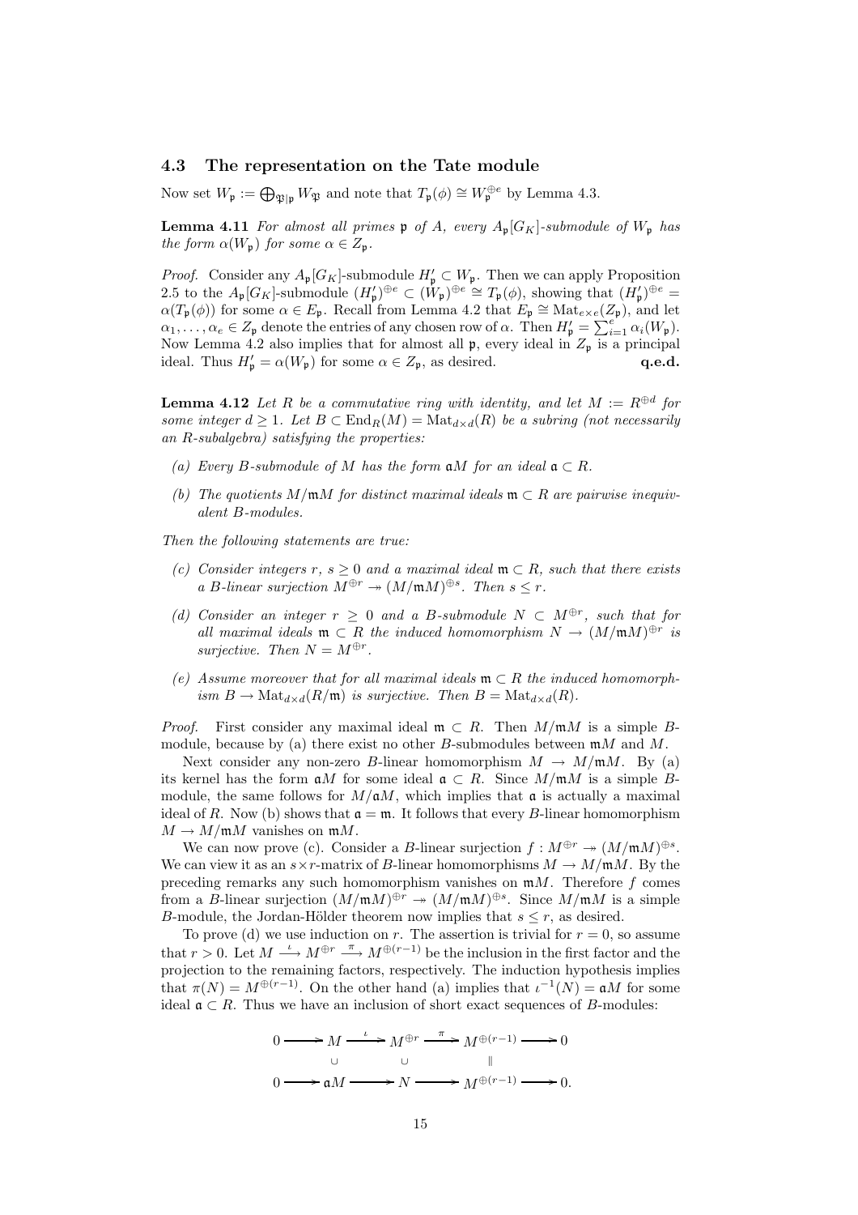### 4.3 The representation on the Tate module

Now set $W_{\mathfrak{p}} := \bigoplus_{\mathfrak{P}|\mathfrak{p}} W_{\mathfrak{P}}$ and note that $T_{\mathfrak{p}}(\phi) \cong W_{\mathfrak{p}}^{\oplus e}$ by Lemma 4.3.

**Lemma 4.11** *For almost all primes $\mathfrak{p}$ of $A$, every $A_{\mathfrak{p}}[G_K]$-submodule of $W_{\mathfrak{p}}$ has the form $\alpha(W_{\mathfrak{p}})$ for some $\alpha \in Z_{\mathfrak{p}}$.*

*Proof.* Consider any $A_{\mathfrak{p}}[G_K]$-submodule $H'_{\mathfrak{p}} \subset W_{\mathfrak{p}}$. Then we can apply Proposition 2.5 to the $A_{\mathfrak{p}}[G_K]$-submodule $(H'_{\mathfrak{p}})^{\oplus e} \subset (W_{\mathfrak{p}})^{\oplus e} \cong T_{\mathfrak{p}}(\phi)$, showing that $(H'_{\mathfrak{p}})^{\oplus e} = \alpha(T_{\mathfrak{p}}(\phi))$ for some $\alpha \in E_{\mathfrak{p}}$. Recall from Lemma 4.2 that $E_{\mathfrak{p}} \cong \mathrm{Mat}_{e\times e}(Z_{\mathfrak{p}})$, and let $\alpha_1, \ldots, \alpha_e \in Z_{\mathfrak{p}}$ denote the entries of any chosen row of $\alpha$. Then $H'_{\mathfrak{p}} = \sum_{i=1}^{e} \alpha_i(W_{\mathfrak{p}})$. Now Lemma 4.2 also implies that for almost all $\mathfrak{p}$, every ideal in $Z_{\mathfrak{p}}$ is a principal ideal. Thus $H'_{\mathfrak{p}} = \alpha(W_{\mathfrak{p}})$ for some $\alpha \in Z_{\mathfrak{p}}$, as desired. **q.e.d.**

**Lemma 4.12** *Let $R$ be a commutative ring with identity, and let $M := R^{\oplus d}$ for some integer $d \geq 1$. Let $B \subset \mathrm{End}_R(M) = \mathrm{Mat}_{d\times d}(R)$ be a subring (not necessarily an $R$-subalgebra) satisfying the properties:*

*(a) Every $B$-submodule of $M$ has the form $\mathfrak{a}M$ for an ideal $\mathfrak{a} \subset R$.*

*(b) The quotients $M/\mathfrak{m}M$ for distinct maximal ideals $\mathfrak{m} \subset R$ are pairwise inequivalent $B$-modules.*

*Then the following statements are true:*

*(c) Consider integers $r$, $s \geq 0$ and a maximal ideal $\mathfrak{m} \subset R$, such that there exists a $B$-linear surjection $M^{\oplus r} \twoheadrightarrow (M/\mathfrak{m}M)^{\oplus s}$. Then $s \leq r$.*

*(d) Consider an integer $r \geq 0$ and a $B$-submodule $N \subset M^{\oplus r}$, such that for all maximal ideals $\mathfrak{m} \subset R$ the induced homomorphism $N \to (M/\mathfrak{m}M)^{\oplus r}$ is surjective. Then $N = M^{\oplus r}$.*

*(e) Assume moreover that for all maximal ideals $\mathfrak{m} \subset R$ the induced homomorphism $B \to \mathrm{Mat}_{d\times d}(R/\mathfrak{m})$ is surjective. Then $B = \mathrm{Mat}_{d\times d}(R)$.*

*Proof.* First consider any maximal ideal $\mathfrak{m} \subset R$. Then $M/\mathfrak{m}M$ is a simple $B$-module, because by (a) there exist no other $B$-submodules between $\mathfrak{m}M$ and $M$.

Next consider any non-zero $B$-linear homomorphism $M \to M/\mathfrak{m}M$. By (a) its kernel has the form $\mathfrak{a}M$ for some ideal $\mathfrak{a} \subset R$. Since $M/\mathfrak{m}M$ is a simple $B$-module, the same follows for $M/\mathfrak{a}M$, which implies that $\mathfrak{a}$ is actually a maximal ideal of $R$. Now (b) shows that $\mathfrak{a} = \mathfrak{m}$. It follows that every $B$-linear homomorphism $M \to M/\mathfrak{m}M$ vanishes on $\mathfrak{m}M$.

We can now prove (c). Consider a $B$-linear surjection $f : M^{\oplus r} \twoheadrightarrow (M/\mathfrak{m}M)^{\oplus s}$. We can view it as an $s\times r$-matrix of $B$-linear homomorphisms $M \to M/\mathfrak{m}M$. By the preceding remarks any such homomorphism vanishes on $\mathfrak{m}M$. Therefore $f$ comes from a $B$-linear surjection $(M/\mathfrak{m}M)^{\oplus r} \twoheadrightarrow (M/\mathfrak{m}M)^{\oplus s}$. Since $M/\mathfrak{m}M$ is a simple $B$-module, the Jordan-Hölder theorem now implies that $s \leq r$, as desired.

To prove (d) we use induction on $r$. The assertion is trivial for $r = 0$, so assume that $r > 0$. Let $M \xrightarrow{\iota} M^{\oplus r} \xrightarrow{\pi} M^{\oplus(r-1)}$ be the inclusion in the first factor and the projection to the remaining factors, respectively. The induction hypothesis implies that $\pi(N) = M^{\oplus(r-1)}$. On the other hand (a) implies that $\iota^{-1}(N) = \mathfrak{a}M$ for some ideal $\mathfrak{a} \subset R$. Thus we have an inclusion of short exact sequences of $B$-modules:

$$
\begin{array}{ccccccccc}
0 & \longrightarrow & M & \xrightarrow{\iota} & M^{\oplus r} & \xrightarrow{\pi} & M^{\oplus(r-1)} & \longrightarrow & 0 \\
 & & \cup & & \cup & & \| & & \\
0 & \longrightarrow & \mathfrak{a}M & \longrightarrow & N & \longrightarrow & M^{\oplus(r-1)} & \longrightarrow & 0.
\end{array}
$$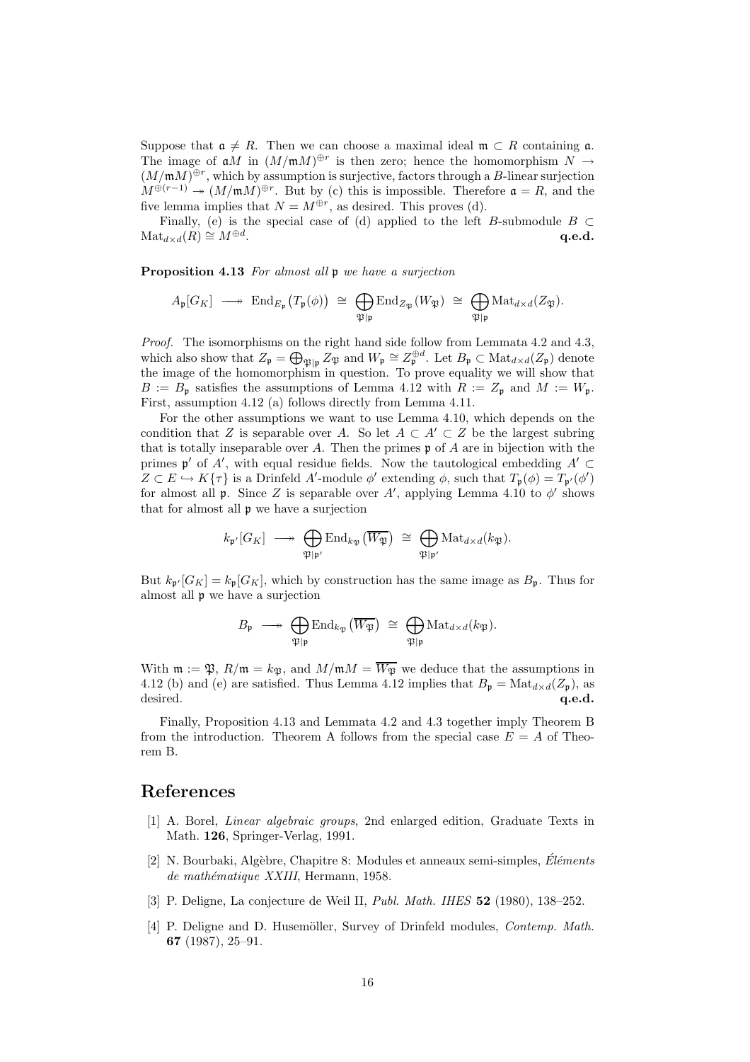Suppose that $\mathfrak{a} \neq R$. Then we can choose a maximal ideal $\mathfrak{m} \subset R$ containing $\mathfrak{a}$. The image of $\mathfrak{a}M$ in $(M/\mathfrak{m}M)^{\oplus r}$ is then zero; hence the homomorphism $N \to (M/\mathfrak{m}M)^{\oplus r}$, which by assumption is surjective, factors through a $B$-linear surjection $M^{\oplus(r-1)} \twoheadrightarrow (M/\mathfrak{m}M)^{\oplus r}$. But by (c) this is impossible. Therefore $\mathfrak{a} = R$, and the five lemma implies that $N = M^{\oplus r}$, as desired. This proves (d).

Finally, (e) is the special case of (d) applied to the left $B$-submodule $B \subset \mathrm{Mat}_{d\times d}(R) \cong M^{\oplus d}$. **q.e.d.**

**Proposition 4.13** *For almost all* $\mathfrak{p}$ *we have a surjection*

$$A_\mathfrak{p}[G_K] \;\longrightarrow\!\!\!\!\!\rightarrow\; \mathrm{End}_{E_\mathfrak{p}}\big(T_\mathfrak{p}(\phi)\big) \;\cong\; \bigoplus_{\mathfrak{P}|\mathfrak{p}} \mathrm{End}_{Z_\mathfrak{P}}(W_\mathfrak{P}) \;\cong\; \bigoplus_{\mathfrak{P}|\mathfrak{p}} \mathrm{Mat}_{d\times d}(Z_\mathfrak{P}).$$

*Proof.* The isomorphisms on the right hand side follow from Lemmata 4.2 and 4.3, which also show that $Z_\mathfrak{p} = \bigoplus_{\mathfrak{P}|\mathfrak{p}} Z_\mathfrak{P}$ and $W_\mathfrak{p} \cong Z_\mathfrak{p}^{\oplus d}$. Let $B_\mathfrak{p} \subset \mathrm{Mat}_{d\times d}(Z_\mathfrak{p})$ denote the image of the homomorphism in question. To prove equality we will show that $B := B_\mathfrak{p}$ satisfies the assumptions of Lemma 4.12 with $R := Z_\mathfrak{p}$ and $M := W_\mathfrak{p}$. First, assumption 4.12 (a) follows directly from Lemma 4.11.

For the other assumptions we want to use Lemma 4.10, which depends on the condition that $Z$ is separable over $A$. So let $A \subset A' \subset Z$ be the largest subring that is totally inseparable over $A$. Then the primes $\mathfrak{p}$ of $A$ are in bijection with the primes $\mathfrak{p}'$ of $A'$, with equal residue fields. Now the tautological embedding $A' \subset Z \subset E \hookrightarrow K\{\tau\}$ is a Drinfeld $A'$-module $\phi'$ extending $\phi$, such that $T_\mathfrak{p}(\phi) = T_{\mathfrak{p}'}(\phi')$ for almost all $\mathfrak{p}$. Since $Z$ is separable over $A'$, applying Lemma 4.10 to $\phi'$ shows that for almost all $\mathfrak{p}$ we have a surjection

$$k_{\mathfrak{p}'}[G_K] \;\longrightarrow\!\!\!\!\!\rightarrow\; \bigoplus_{\mathfrak{P}|\mathfrak{p}'} \mathrm{End}_{k_\mathfrak{P}}\big(\overline{W_\mathfrak{P}}\big) \;\cong\; \bigoplus_{\mathfrak{P}|\mathfrak{p}'} \mathrm{Mat}_{d\times d}(k_\mathfrak{P}).$$

But $k_{\mathfrak{p}'}[G_K] = k_\mathfrak{p}[G_K]$, which by construction has the same image as $B_\mathfrak{p}$. Thus for almost all $\mathfrak{p}$ we have a surjection

$$B_\mathfrak{p} \;\longrightarrow\!\!\!\!\!\rightarrow\; \bigoplus_{\mathfrak{P}|\mathfrak{p}} \mathrm{End}_{k_\mathfrak{P}}\big(\overline{W_\mathfrak{P}}\big) \;\cong\; \bigoplus_{\mathfrak{P}|\mathfrak{p}} \mathrm{Mat}_{d\times d}(k_\mathfrak{P}).$$

With $\mathfrak{m} := \mathfrak{P}$, $R/\mathfrak{m} = k_\mathfrak{P}$, and $M/\mathfrak{m}M = \overline{W_\mathfrak{P}}$ we deduce that the assumptions in 4.12 (b) and (e) are satisfied. Thus Lemma 4.12 implies that $B_\mathfrak{p} = \mathrm{Mat}_{d\times d}(Z_\mathfrak{p})$, as desired. **q.e.d.**

Finally, Proposition 4.13 and Lemmata 4.2 and 4.3 together imply Theorem B from the introduction. Theorem A follows from the special case $E = A$ of Theorem B.

# References

[1] A. Borel, *Linear algebraic groups*, 2nd enlarged edition, Graduate Texts in Math. **126**, Springer-Verlag, 1991.

[2] N. Bourbaki, Algèbre, Chapitre 8: Modules et anneaux semi-simples, *Éléments de mathématique XXIII*, Hermann, 1958.

[3] P. Deligne, La conjecture de Weil II, *Publ. Math. IHES* **52** (1980), 138–252.

[4] P. Deligne and D. Husemöller, Survey of Drinfeld modules, *Contemp. Math.* **67** (1987), 25–91.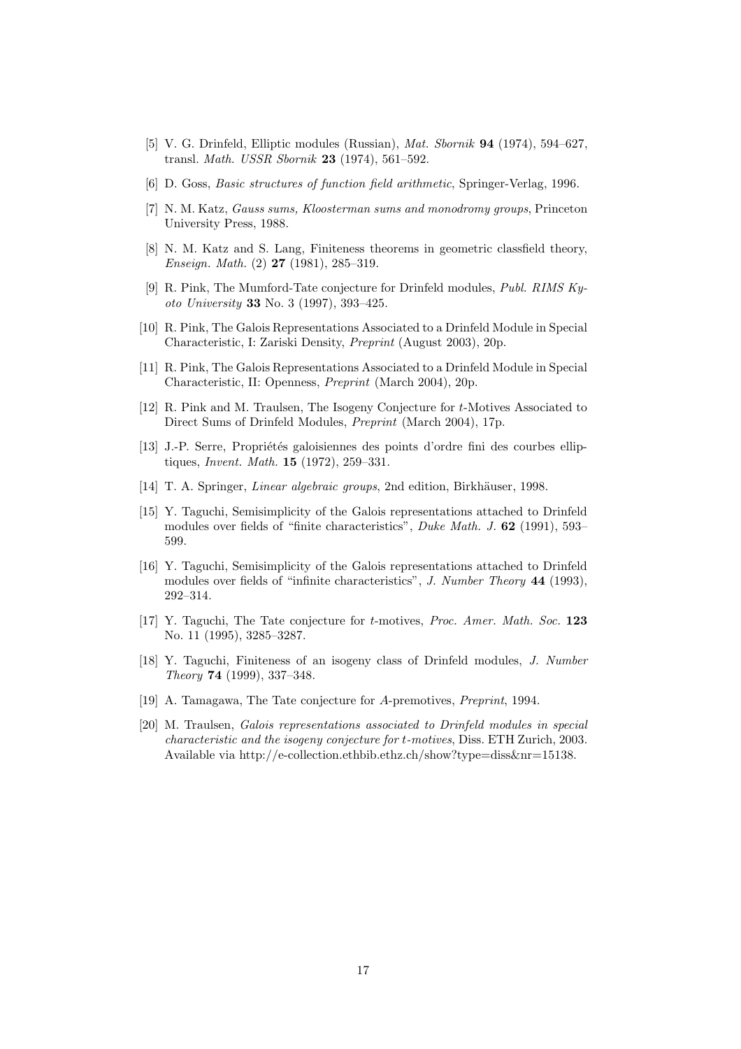[5] V. G. Drinfeld, Elliptic modules (Russian), *Mat. Sbornik* **94** (1974), 594–627, transl. *Math. USSR Sbornik* **23** (1974), 561–592.

[6] D. Goss, *Basic structures of function field arithmetic*, Springer-Verlag, 1996.

[7] N. M. Katz, *Gauss sums, Kloosterman sums and monodromy groups*, Princeton University Press, 1988.

[8] N. M. Katz and S. Lang, Finiteness theorems in geometric classfield theory, *Enseign. Math.* (2) **27** (1981), 285–319.

[9] R. Pink, The Mumford-Tate conjecture for Drinfeld modules, *Publ. RIMS Kyoto University* **33** No. 3 (1997), 393–425.

[10] R. Pink, The Galois Representations Associated to a Drinfeld Module in Special Characteristic, I: Zariski Density, *Preprint* (August 2003), 20p.

[11] R. Pink, The Galois Representations Associated to a Drinfeld Module in Special Characteristic, II: Openness, *Preprint* (March 2004), 20p.

[12] R. Pink and M. Traulsen, The Isogeny Conjecture for $t$-Motives Associated to Direct Sums of Drinfeld Modules, *Preprint* (March 2004), 17p.

[13] J.-P. Serre, Propriétés galoisiennes des points d'ordre fini des courbes elliptiques, *Invent. Math.* **15** (1972), 259–331.

[14] T. A. Springer, *Linear algebraic groups*, 2nd edition, Birkhäuser, 1998.

[15] Y. Taguchi, Semisimplicity of the Galois representations attached to Drinfeld modules over fields of "finite characteristics", *Duke Math. J.* **62** (1991), 593–599.

[16] Y. Taguchi, Semisimplicity of the Galois representations attached to Drinfeld modules over fields of "infinite characteristics", *J. Number Theory* **44** (1993), 292–314.

[17] Y. Taguchi, The Tate conjecture for $t$-motives, *Proc. Amer. Math. Soc.* **123** No. 11 (1995), 3285–3287.

[18] Y. Taguchi, Finiteness of an isogeny class of Drinfeld modules, *J. Number Theory* **74** (1999), 337–348.

[19] A. Tamagawa, The Tate conjecture for $A$-premotives, *Preprint*, 1994.

[20] M. Traulsen, *Galois representations associated to Drinfeld modules in special characteristic and the isogeny conjecture for $t$-motives*, Diss. ETH Zurich, 2003. Available via http://e-collection.ethbib.ethz.ch/show?type=diss&nr=15138.